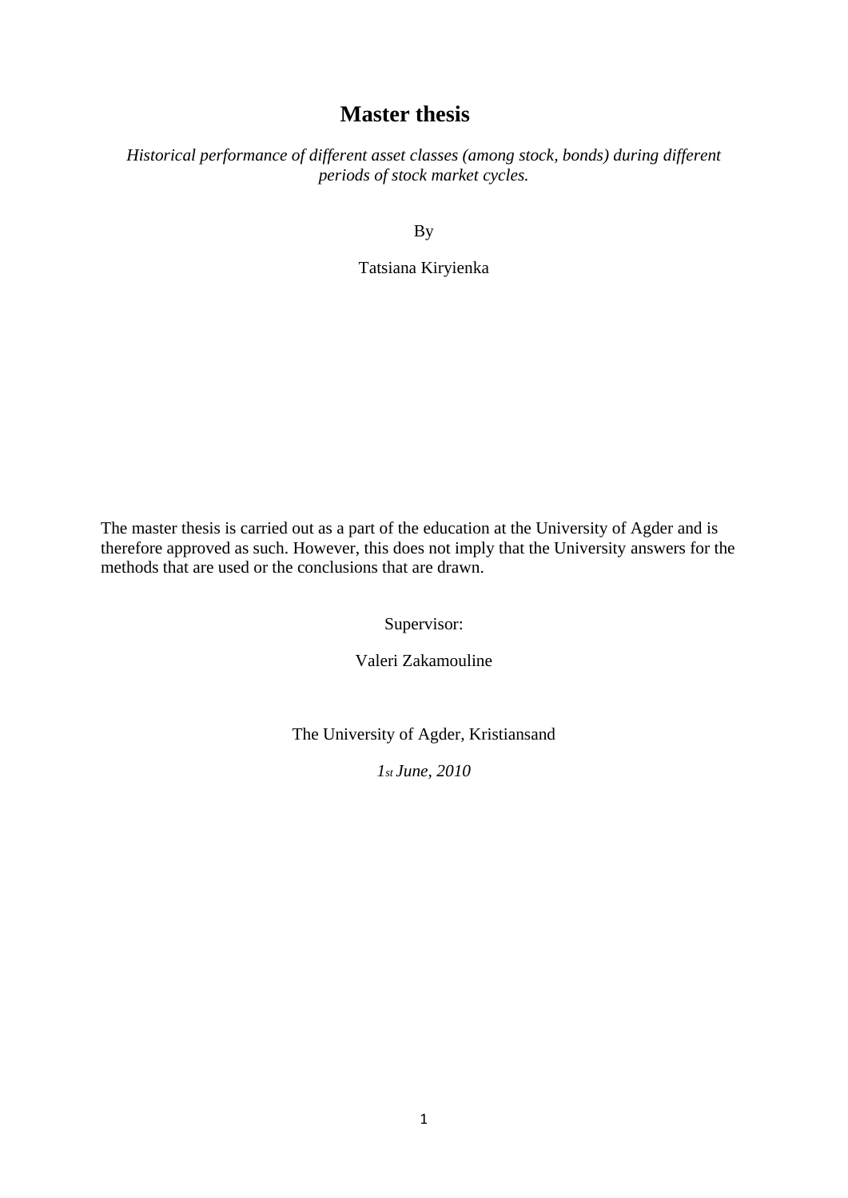# Master thesis

*Historical performance of different asset classes (among stock, bonds) during different periods of stock market cycles.*

By

Tatsiana Kiryienka

The master thesis is carried out as a part of the education at the University of Agder and is therefore approved as such. However, this does not imply that the University answers for the methods that are used or the conclusions that are drawn.

Supervisor:

Valeri Zakamouline

The University of Agder, Kristiansand

*1st June, 2010*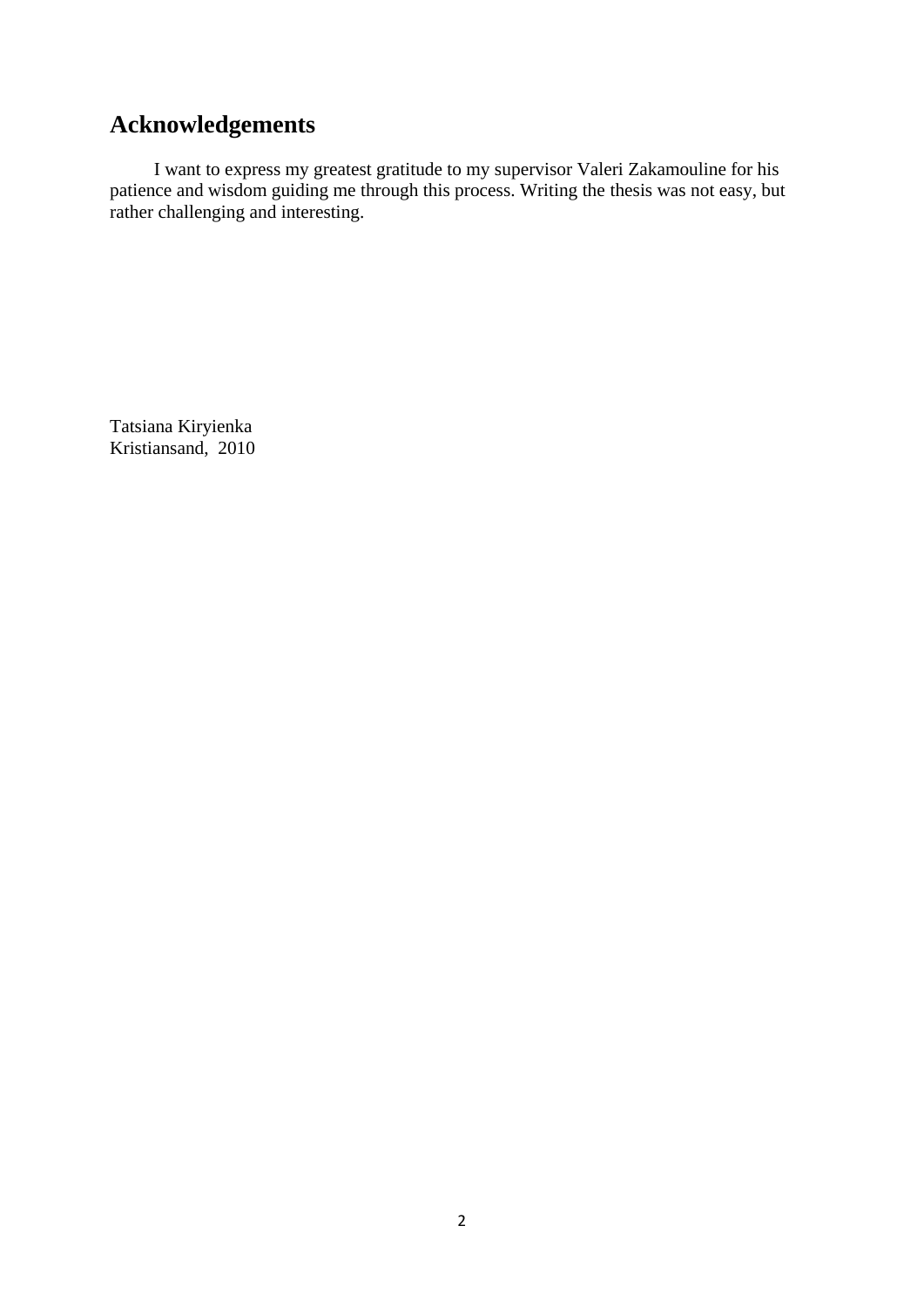# Acknowledgements

I want to express my greatest gratitude to my supervisor Valeri Zakamouline for his patience and wisdom guiding me through this process. Writing the thesis was not easy, but rather challenging and interesting.

Tatsiana Kiryienka
Kristiansand, 2010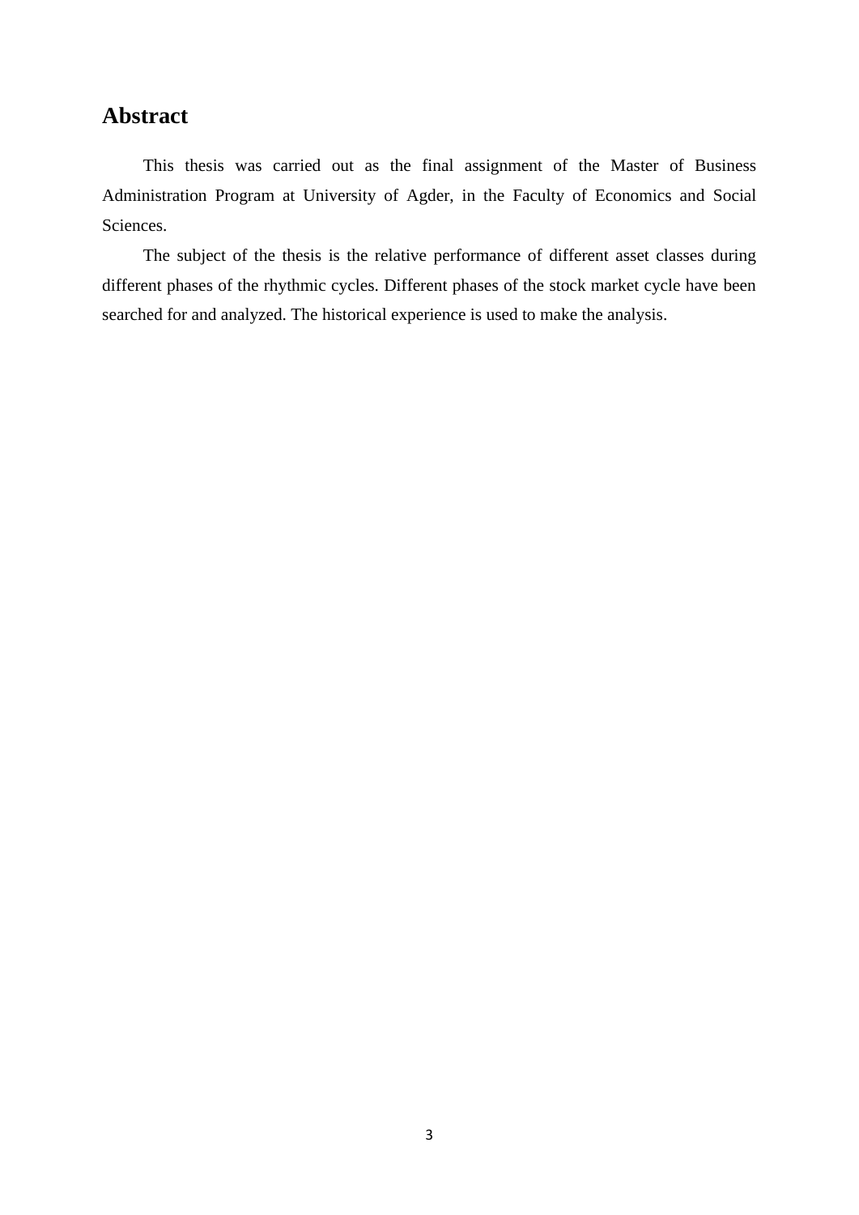# Abstract

This thesis was carried out as the final assignment of the Master of Business Administration Program at University of Agder, in the Faculty of Economics and Social Sciences.

The subject of the thesis is the relative performance of different asset classes during different phases of the rhythmic cycles. Different phases of the stock market cycle have been searched for and analyzed. The historical experience is used to make the analysis.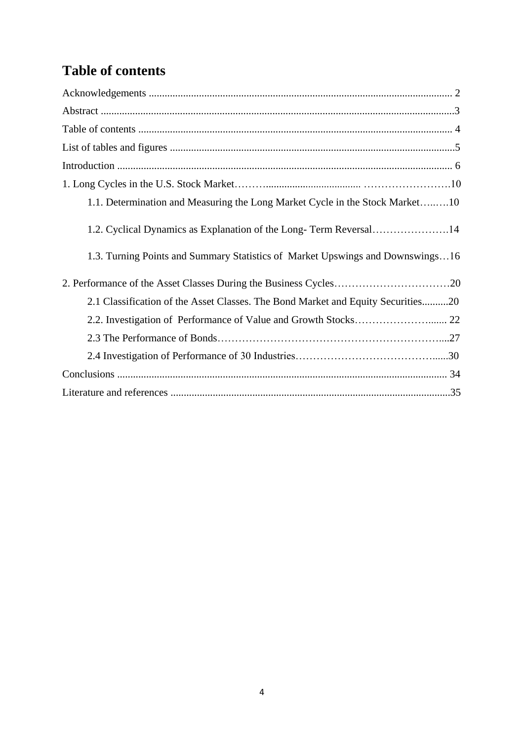# Table of contents

Acknowledgements .................................................................................................................. 2

Abstract .....................................................................................................................................3

Table of contents ....................................................................................................................... 4

List of tables and figures ...........................................................................................................5

Introduction .............................................................................................................................. 6

1. Long Cycles in the U.S. Stock Market………................................... …………………….10

    1.1. Determination and Measuring the Long Market Cycle in the Stock Market…..….10

    1.2. Cyclical Dynamics as Explanation of the Long- Term Reversal………………….14

    1.3. Turning Points and Summary Statistics of Market Upswings and Downswings…16

2. Performance of the Asset Classes During the Business Cycles……………………………20

    2.1 Classification of the Asset Classes. The Bond Market and Equity Securities..........20

    2.2. Investigation of Performance of Value and Growth Stocks…………………...... 22

    2.3 The Performance of Bonds………………………………………………………....27

    2.4 Investigation of Performance of 30 Industries…………………………………......30

Conclusions ............................................................................................................................ 34

Literature and references .........................................................................................................35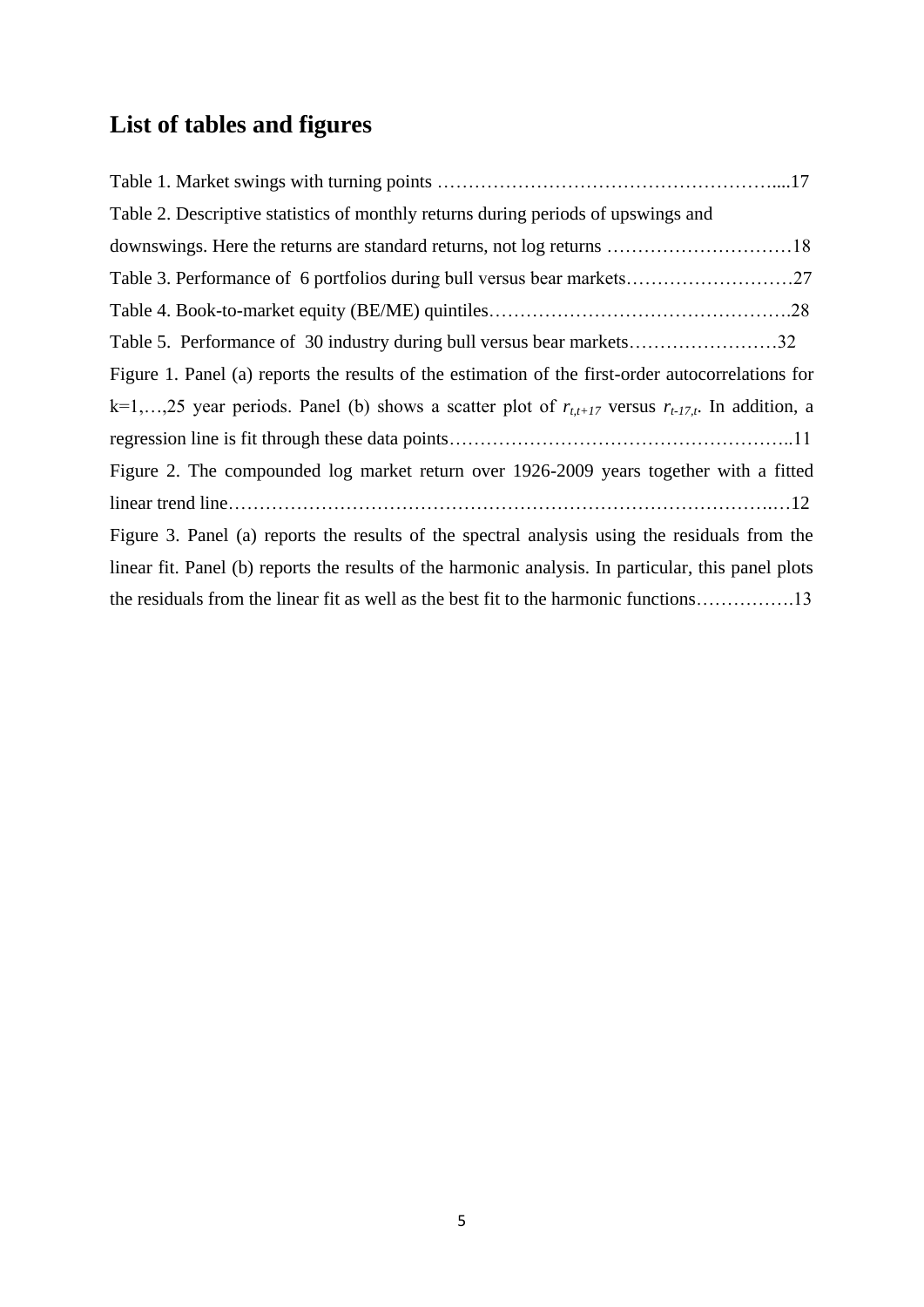## List of tables and figures

Table 1. Market swings with turning points ………………………………………………....17

Table 2. Descriptive statistics of monthly returns during periods of upswings and downswings. Here the returns are standard returns, not log returns …………………………18

Table 3. Performance of 6 portfolios during bull versus bear markets………………………27

Table 4. Book-to-market equity (BE/ME) quintiles………………………………………….28

Table 5. Performance of 30 industry during bull versus bear markets……………………32

Figure 1. Panel (a) reports the results of the estimation of the first-order autocorrelations for k=1,…,25 year periods. Panel (b) shows a scatter plot of $r_{t,t+17}$ versus $r_{t-17,t}$. In addition, a regression line is fit through these data points………………………………………………..11

Figure 2. The compounded log market return over 1926-2009 years together with a fitted linear trend line…………………………………………………………………………….…12

Figure 3. Panel (a) reports the results of the spectral analysis using the residuals from the linear fit. Panel (b) reports the results of the harmonic analysis. In particular, this panel plots the residuals from the linear fit as well as the best fit to the harmonic functions…………….13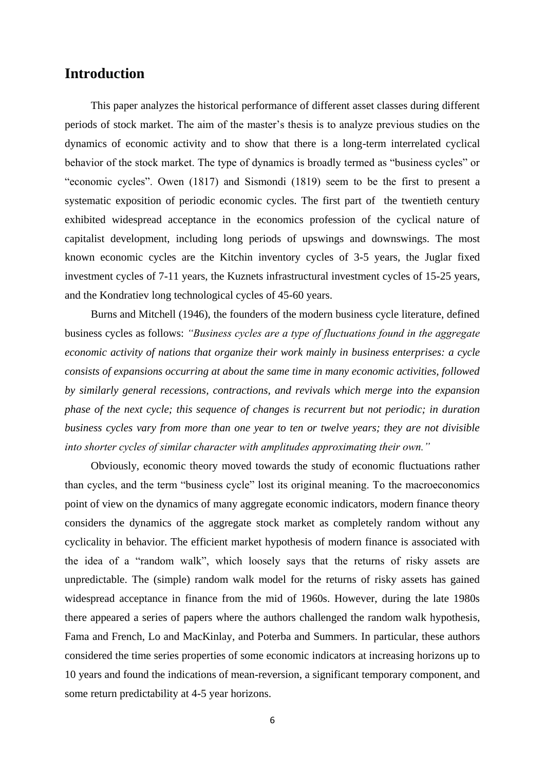# Introduction

This paper analyzes the historical performance of different asset classes during different periods of stock market. The aim of the master's thesis is to analyze previous studies on the dynamics of economic activity and to show that there is a long-term interrelated cyclical behavior of the stock market. The type of dynamics is broadly termed as "business cycles" or "economic cycles". Owen (1817) and Sismondi (1819) seem to be the first to present a systematic exposition of periodic economic cycles. The first part of the twentieth century exhibited widespread acceptance in the economics profession of the cyclical nature of capitalist development, including long periods of upswings and downswings. The most known economic cycles are the Kitchin inventory cycles of 3-5 years, the Juglar fixed investment cycles of 7-11 years, the Kuznets infrastructural investment cycles of 15-25 years, and the Kondratiev long technological cycles of 45-60 years.

Burns and Mitchell (1946), the founders of the modern business cycle literature, defined business cycles as follows: *"Business cycles are a type of fluctuations found in the aggregate economic activity of nations that organize their work mainly in business enterprises: a cycle consists of expansions occurring at about the same time in many economic activities, followed by similarly general recessions, contractions, and revivals which merge into the expansion phase of the next cycle; this sequence of changes is recurrent but not periodic; in duration business cycles vary from more than one year to ten or twelve years; they are not divisible into shorter cycles of similar character with amplitudes approximating their own."*

Obviously, economic theory moved towards the study of economic fluctuations rather than cycles, and the term "business cycle" lost its original meaning. To the macroeconomics point of view on the dynamics of many aggregate economic indicators, modern finance theory considers the dynamics of the aggregate stock market as completely random without any cyclicality in behavior. The efficient market hypothesis of modern finance is associated with the idea of a "random walk", which loosely says that the returns of risky assets are unpredictable. The (simple) random walk model for the returns of risky assets has gained widespread acceptance in finance from the mid of 1960s. However, during the late 1980s there appeared a series of papers where the authors challenged the random walk hypothesis, Fama and French, Lo and MacKinlay, and Poterba and Summers. In particular, these authors considered the time series properties of some economic indicators at increasing horizons up to 10 years and found the indications of mean-reversion, a significant temporary component, and some return predictability at 4-5 year horizons.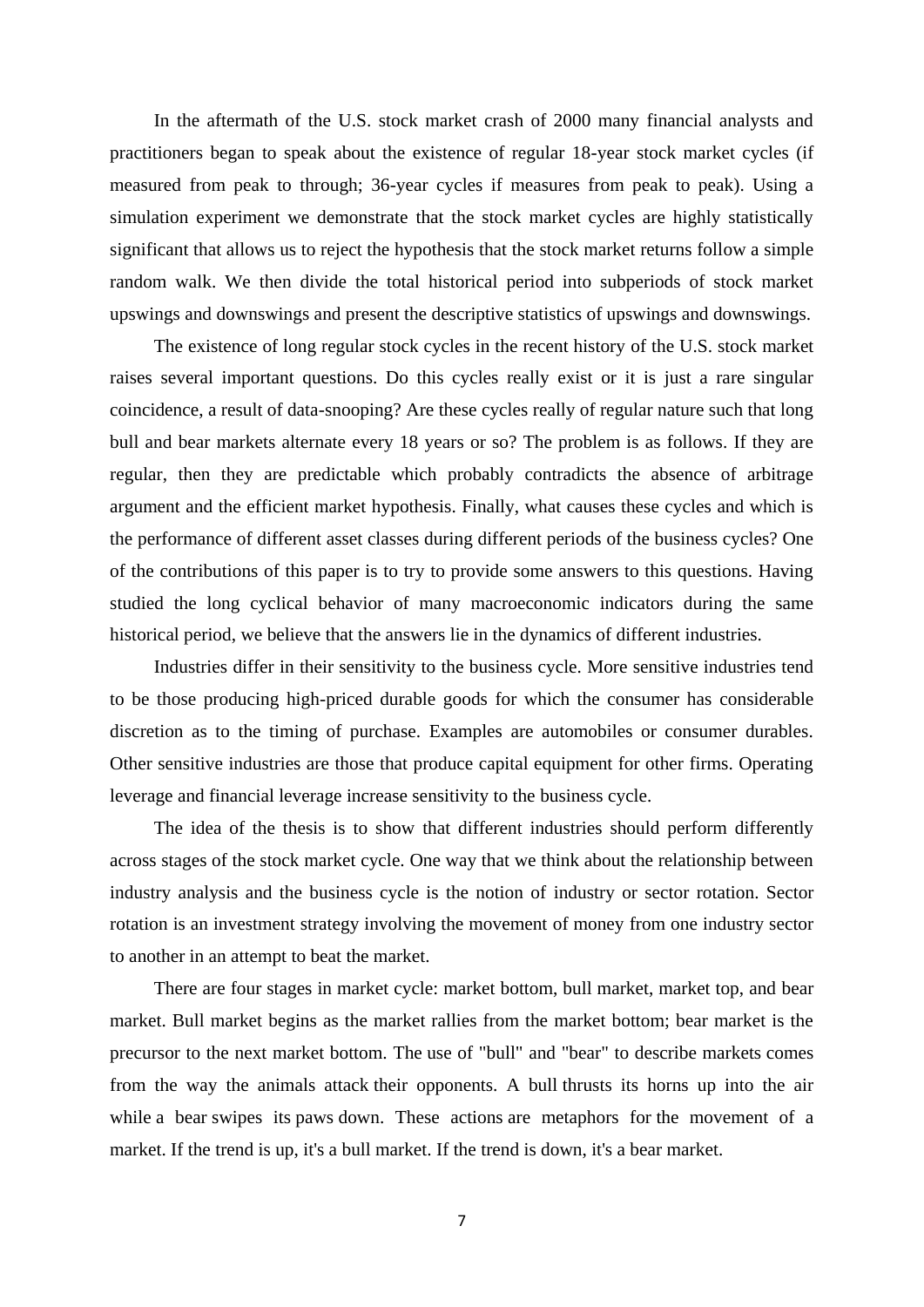In the aftermath of the U.S. stock market crash of 2000 many financial analysts and practitioners began to speak about the existence of regular 18-year stock market cycles (if measured from peak to through; 36-year cycles if measures from peak to peak). Using a simulation experiment we demonstrate that the stock market cycles are highly statistically significant that allows us to reject the hypothesis that the stock market returns follow a simple random walk. We then divide the total historical period into subperiods of stock market upswings and downswings and present the descriptive statistics of upswings and downswings.

The existence of long regular stock cycles in the recent history of the U.S. stock market raises several important questions. Do this cycles really exist or it is just a rare singular coincidence, a result of data-snooping? Are these cycles really of regular nature such that long bull and bear markets alternate every 18 years or so? The problem is as follows. If they are regular, then they are predictable which probably contradicts the absence of arbitrage argument and the efficient market hypothesis. Finally, what causes these cycles and which is the performance of different asset classes during different periods of the business cycles? One of the contributions of this paper is to try to provide some answers to this questions. Having studied the long cyclical behavior of many macroeconomic indicators during the same historical period, we believe that the answers lie in the dynamics of different industries.

Industries differ in their sensitivity to the business cycle. More sensitive industries tend to be those producing high-priced durable goods for which the consumer has considerable discretion as to the timing of purchase. Examples are automobiles or consumer durables. Other sensitive industries are those that produce capital equipment for other firms. Operating leverage and financial leverage increase sensitivity to the business cycle.

The idea of the thesis is to show that different industries should perform differently across stages of the stock market cycle. One way that we think about the relationship between industry analysis and the business cycle is the notion of industry or sector rotation. Sector rotation is an investment strategy involving the movement of money from one industry sector to another in an attempt to beat the market.

There are four stages in market cycle: market bottom, bull market, market top, and bear market. Bull market begins as the market rallies from the market bottom; bear market is the precursor to the next market bottom. The use of "bull" and "bear" to describe markets comes from the way the animals attack their opponents. A bull thrusts its horns up into the air while a bear swipes its paws down. These actions are metaphors for the movement of a market. If the trend is up, it's a bull market. If the trend is down, it's a bear market.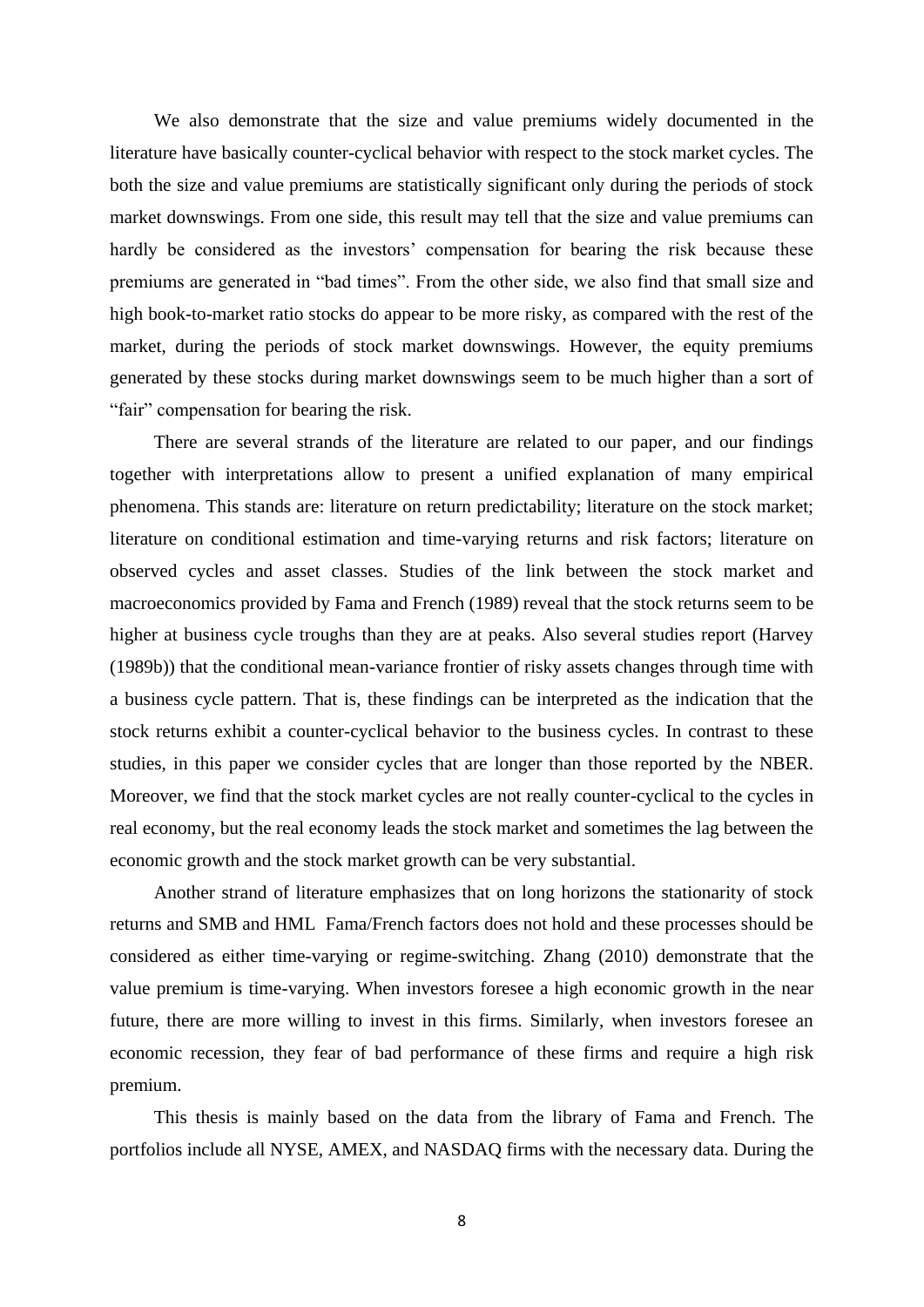We also demonstrate that the size and value premiums widely documented in the literature have basically counter-cyclical behavior with respect to the stock market cycles. The both the size and value premiums are statistically significant only during the periods of stock market downswings. From one side, this result may tell that the size and value premiums can hardly be considered as the investors' compensation for bearing the risk because these premiums are generated in "bad times". From the other side, we also find that small size and high book-to-market ratio stocks do appear to be more risky, as compared with the rest of the market, during the periods of stock market downswings. However, the equity premiums generated by these stocks during market downswings seem to be much higher than a sort of "fair" compensation for bearing the risk.

There are several strands of the literature are related to our paper, and our findings together with interpretations allow to present a unified explanation of many empirical phenomena. This stands are: literature on return predictability; literature on the stock market; literature on conditional estimation and time-varying returns and risk factors; literature on observed cycles and asset classes. Studies of the link between the stock market and macroeconomics provided by Fama and French (1989) reveal that the stock returns seem to be higher at business cycle troughs than they are at peaks. Also several studies report (Harvey (1989b)) that the conditional mean-variance frontier of risky assets changes through time with a business cycle pattern. That is, these findings can be interpreted as the indication that the stock returns exhibit a counter-cyclical behavior to the business cycles. In contrast to these studies, in this paper we consider cycles that are longer than those reported by the NBER. Moreover, we find that the stock market cycles are not really counter-cyclical to the cycles in real economy, but the real economy leads the stock market and sometimes the lag between the economic growth and the stock market growth can be very substantial.

Another strand of literature emphasizes that on long horizons the stationarity of stock returns and SMB and HML Fama/French factors does not hold and these processes should be considered as either time-varying or regime-switching. Zhang (2010) demonstrate that the value premium is time-varying. When investors foresee a high economic growth in the near future, there are more willing to invest in this firms. Similarly, when investors foresee an economic recession, they fear of bad performance of these firms and require a high risk premium.

This thesis is mainly based on the data from the library of Fama and French. The portfolios include all NYSE, AMEX, and NASDAQ firms with the necessary data. During the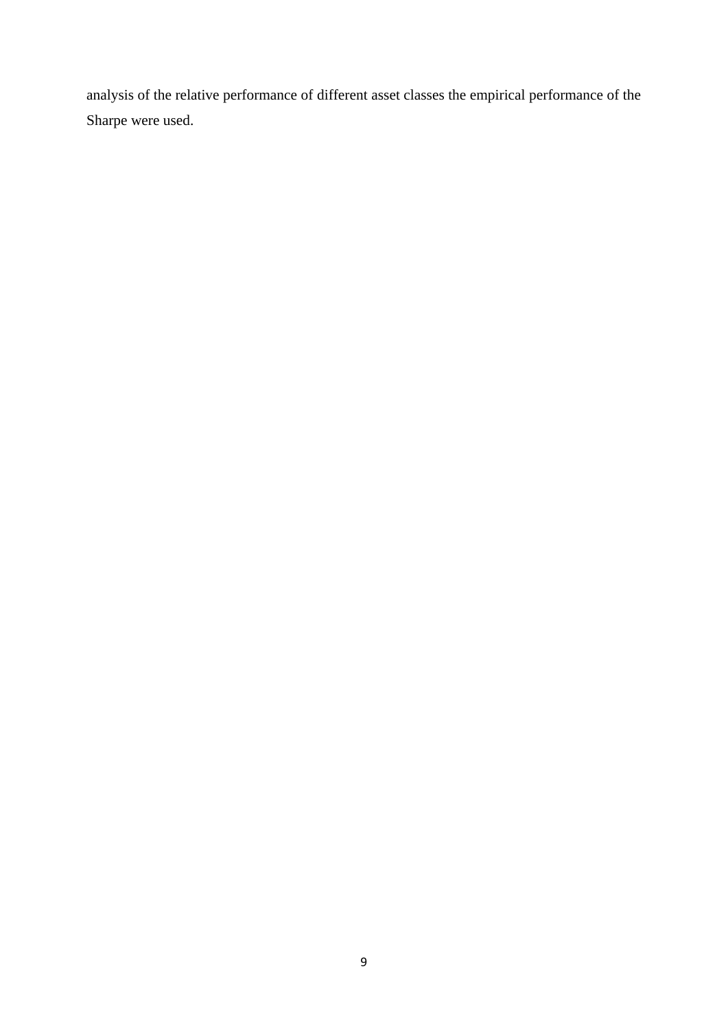analysis of the relative performance of different asset classes the empirical performance of the Sharpe were used.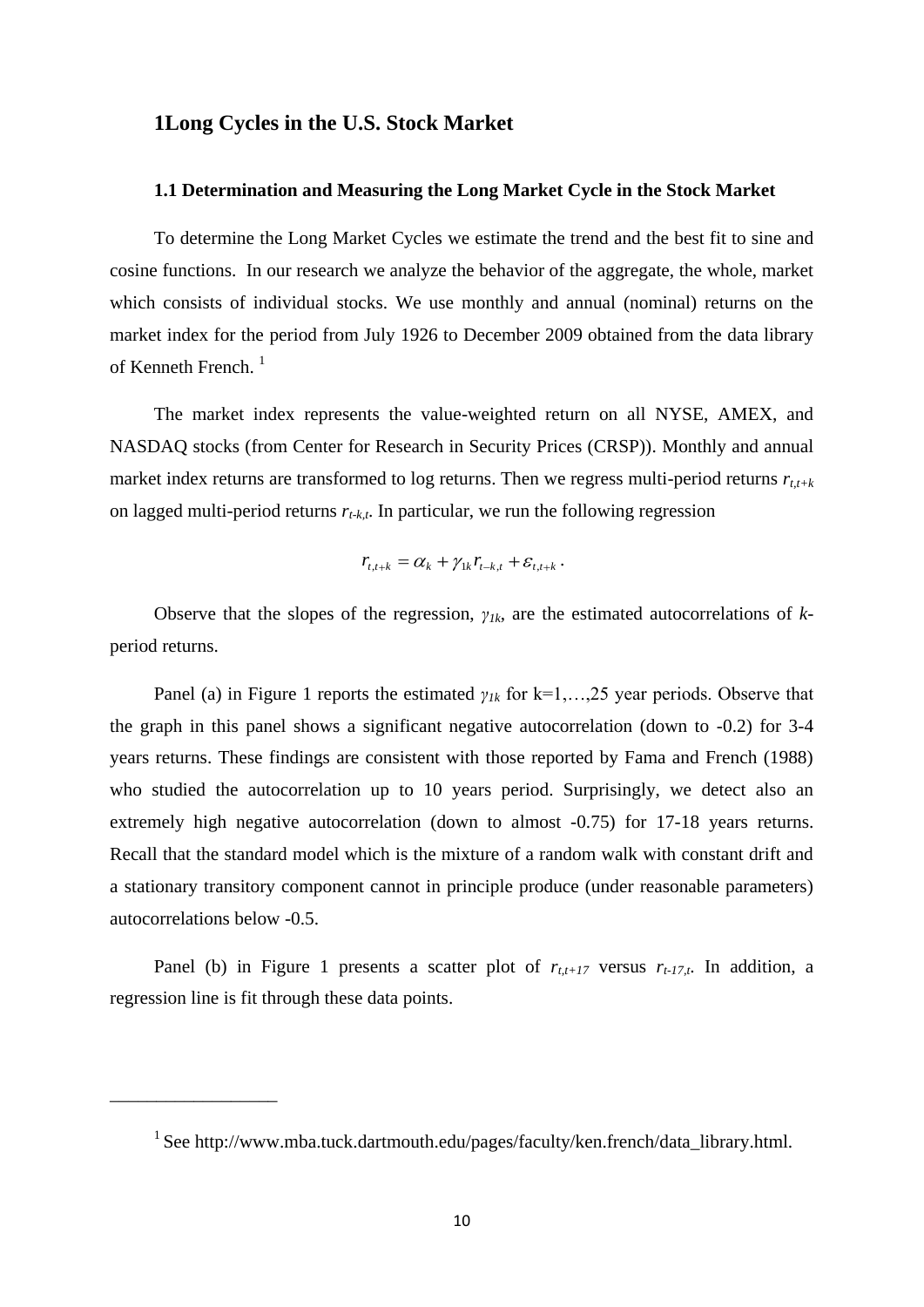# 1Long Cycles in the U.S. Stock Market

## 1.1 Determination and Measuring the Long Market Cycle in the Stock Market

To determine the Long Market Cycles we estimate the trend and the best fit to sine and cosine functions. In our research we analyze the behavior of the aggregate, the whole, market which consists of individual stocks. We use monthly and annual (nominal) returns on the market index for the period from July 1926 to December 2009 obtained from the data library of Kenneth French. [1]

The market index represents the value-weighted return on all NYSE, AMEX, and NASDAQ stocks (from Center for Research in Security Prices (CRSP)). Monthly and annual market index returns are transformed to log returns. Then we regress multi-period returns $r_{t,t+k}$ on lagged multi-period returns $r_{t-k,t}$. In particular, we run the following regression

$$r_{t,t+k} = \alpha_k + \gamma_{1k} r_{t-k,t} + \varepsilon_{t,t+k} .$$

Observe that the slopes of the regression, $\gamma_{1k}$, are the estimated autocorrelations of *k*-period returns.

Panel (a) in Figure 1 reports the estimated $\gamma_{1k}$ for k=1,…,25 year periods. Observe that the graph in this panel shows a significant negative autocorrelation (down to -0.2) for 3-4 years returns. These findings are consistent with those reported by Fama and French (1988) who studied the autocorrelation up to 10 years period. Surprisingly, we detect also an extremely high negative autocorrelation (down to almost -0.75) for 17-18 years returns. Recall that the standard model which is the mixture of a random walk with constant drift and a stationary transitory component cannot in principle produce (under reasonable parameters) autocorrelations below -0.5.

Panel (b) in Figure 1 presents a scatter plot of $r_{t,t+17}$ versus $r_{t-17,t}$. In addition, a regression line is fit through these data points.

---

[1] See http://www.mba.tuck.dartmouth.edu/pages/faculty/ken.french/data_library.html.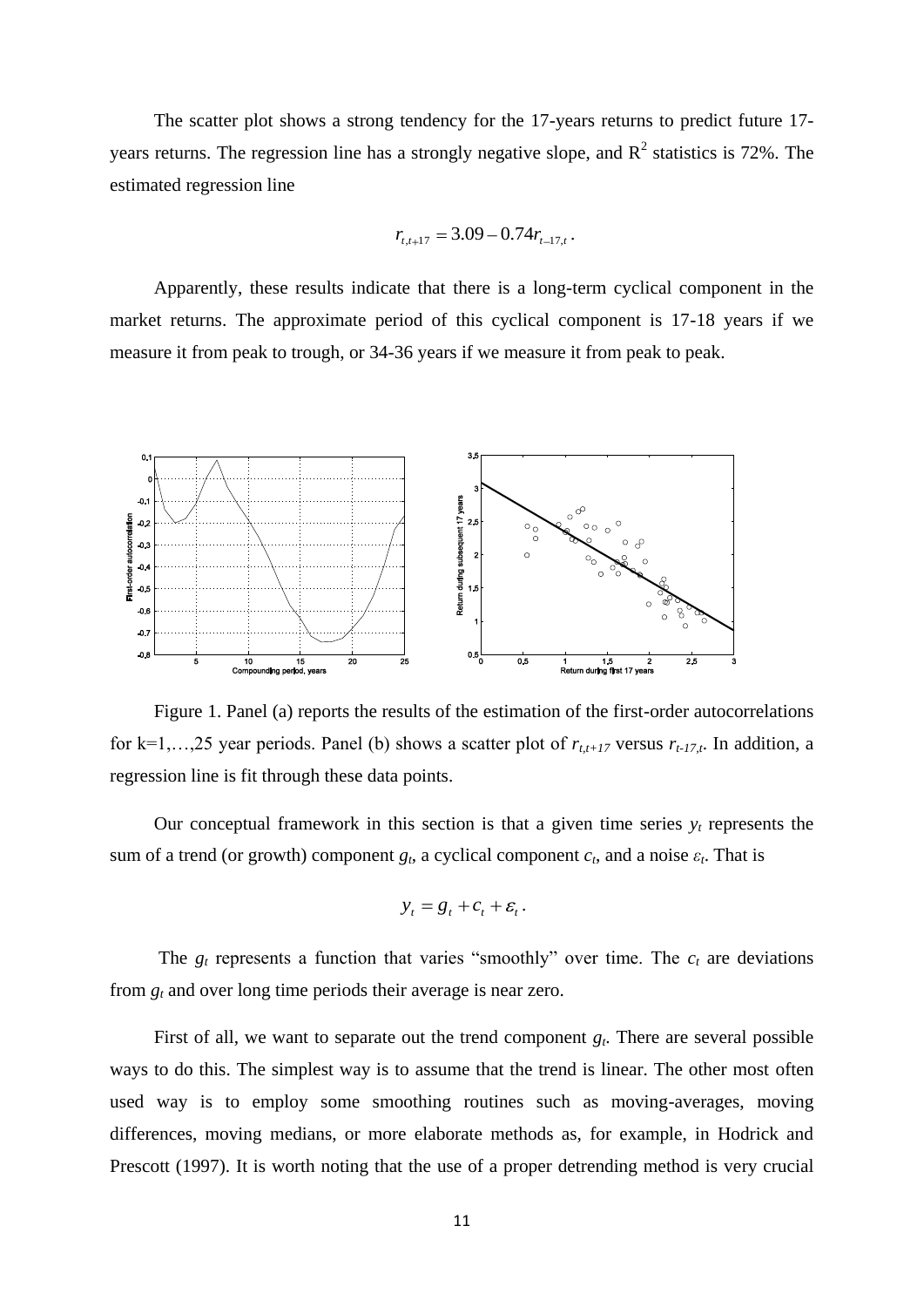The scatter plot shows a strong tendency for the 17-years returns to predict future 17-years returns. The regression line has a strongly negative slope, and $R^2$ statistics is 72%. The estimated regression line

$$r_{t,t+17} = 3.09 - 0.74 r_{t-17,t}.$$

Apparently, these results indicate that there is a long-term cyclical component in the market returns. The approximate period of this cyclical component is 17-18 years if we measure it from peak to trough, or 34-36 years if we measure it from peak to peak.

Figure 1. Panel (a) reports the results of the estimation of the first-order autocorrelations for k=1,…,25 year periods. Panel (b) shows a scatter plot of $r_{t,t+17}$ versus $r_{t-17,t}$. In addition, a regression line is fit through these data points.

Our conceptual framework in this section is that a given time series $y_t$ represents the sum of a trend (or growth) component $g_t$, a cyclical component $c_t$, and a noise $\varepsilon_t$. That is

$$y_t = g_t + c_t + \varepsilon_t.$$

The $g_t$ represents a function that varies "smoothly" over time. The $c_t$ are deviations from $g_t$ and over long time periods their average is near zero.

First of all, we want to separate out the trend component $g_t$. There are several possible ways to do this. The simplest way is to assume that the trend is linear. The other most often used way is to employ some smoothing routines such as moving-averages, moving differences, moving medians, or more elaborate methods as, for example, in Hodrick and Prescott (1997). It is worth noting that the use of a proper detrending method is very crucial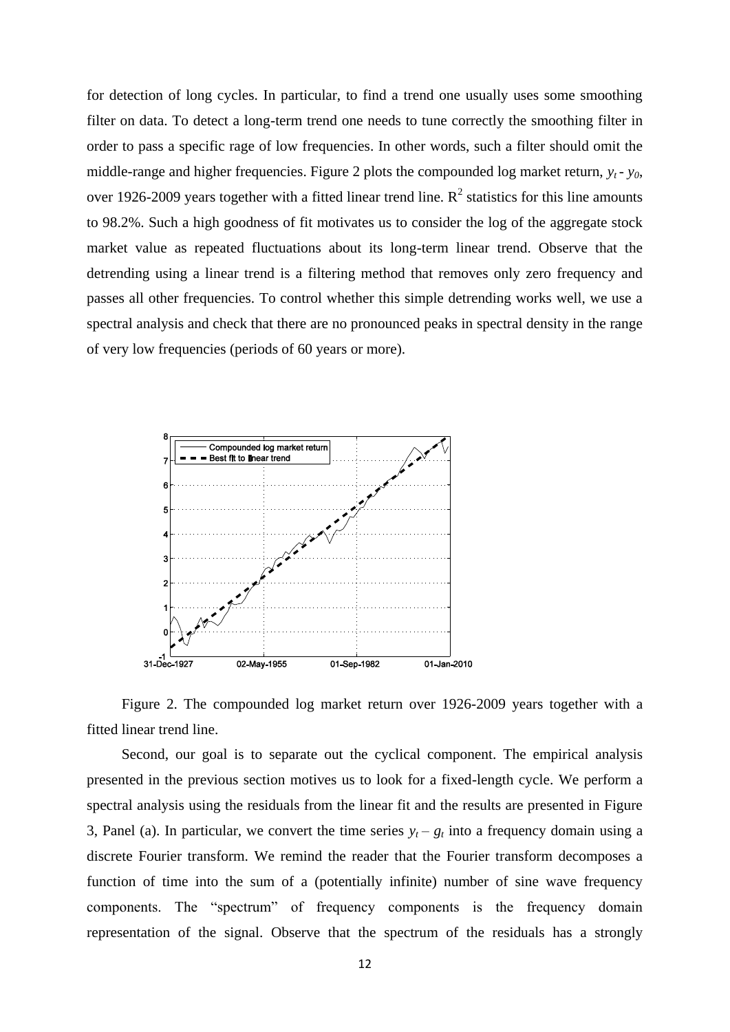for detection of long cycles. In particular, to find a trend one usually uses some smoothing filter on data. To detect a long-term trend one needs to tune correctly the smoothing filter in order to pass a specific rage of low frequencies. In other words, such a filter should omit the middle-range and higher frequencies. Figure 2 plots the compounded log market return, $y_t - y_0$, over 1926-2009 years together with a fitted linear trend line. $R^2$ statistics for this line amounts to 98.2%. Such a high goodness of fit motivates us to consider the log of the aggregate stock market value as repeated fluctuations about its long-term linear trend. Observe that the detrending using a linear trend is a filtering method that removes only zero frequency and passes all other frequencies. To control whether this simple detrending works well, we use a spectral analysis and check that there are no pronounced peaks in spectral density in the range of very low frequencies (periods of 60 years or more).

Figure 2. The compounded log market return over 1926-2009 years together with a fitted linear trend line.

Second, our goal is to separate out the cyclical component. The empirical analysis presented in the previous section motives us to look for a fixed-length cycle. We perform a spectral analysis using the residuals from the linear fit and the results are presented in Figure 3, Panel (a). In particular, we convert the time series $y_t - g_t$ into a frequency domain using a discrete Fourier transform. We remind the reader that the Fourier transform decomposes a function of time into the sum of a (potentially infinite) number of sine wave frequency components. The "spectrum" of frequency components is the frequency domain representation of the signal. Observe that the spectrum of the residuals has a strongly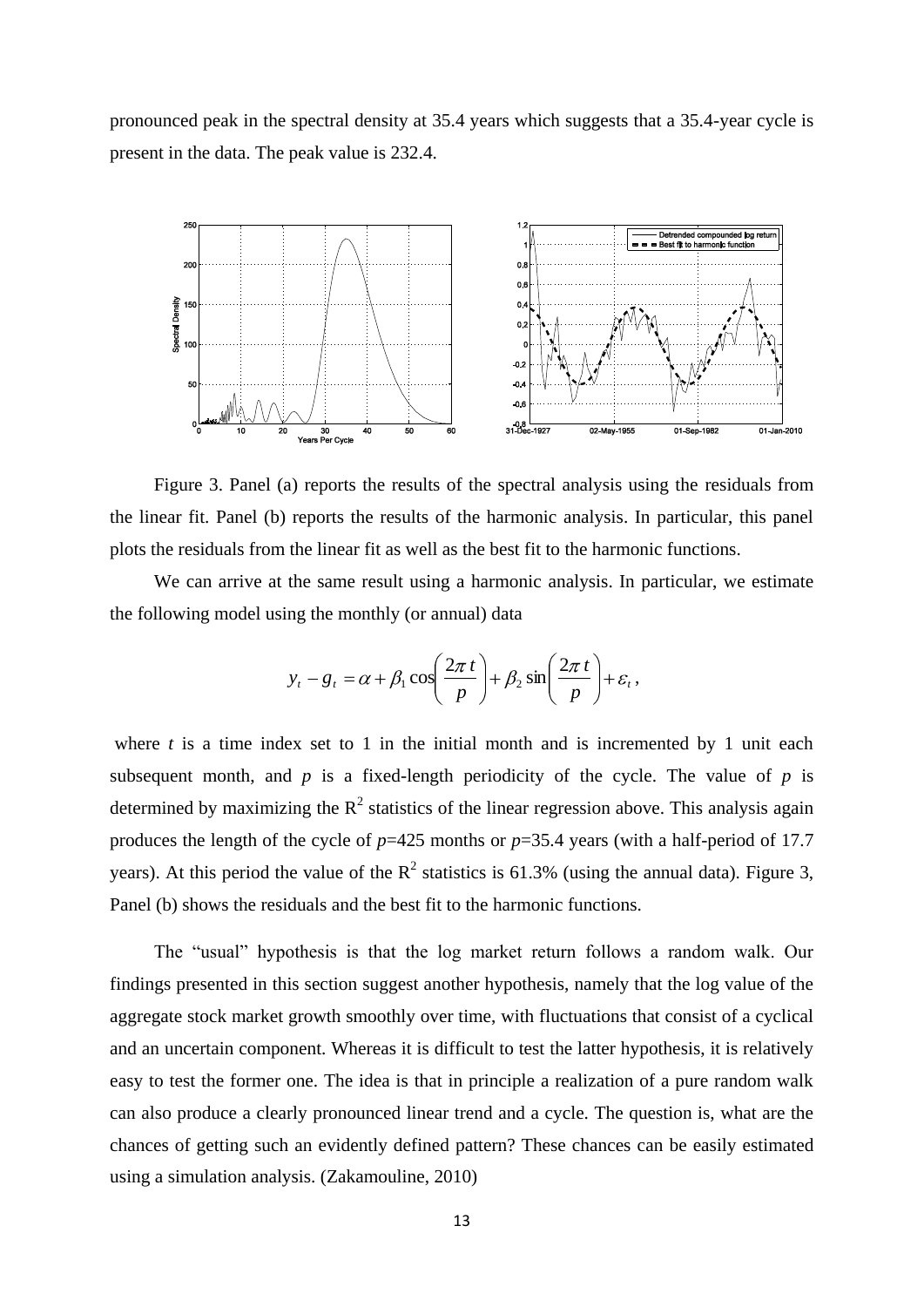pronounced peak in the spectral density at 35.4 years which suggests that a 35.4-year cycle is present in the data. The peak value is 232.4.

Figure 3. Panel (a) reports the results of the spectral analysis using the residuals from the linear fit. Panel (b) reports the results of the harmonic analysis. In particular, this panel plots the residuals from the linear fit as well as the best fit to the harmonic functions.

We can arrive at the same result using a harmonic analysis. In particular, we estimate the following model using the monthly (or annual) data

$$y_t - g_t = \alpha + \beta_1 \cos\left(\frac{2\pi t}{p}\right) + \beta_2 \sin\left(\frac{2\pi t}{p}\right) + \varepsilon_t ,$$

where $t$ is a time index set to 1 in the initial month and is incremented by 1 unit each subsequent month, and $p$ is a fixed-length periodicity of the cycle. The value of $p$ is determined by maximizing the $R^2$ statistics of the linear regression above. This analysis again produces the length of the cycle of $p$=425 months or $p$=35.4 years (with a half-period of 17.7 years). At this period the value of the $R^2$ statistics is 61.3% (using the annual data). Figure 3, Panel (b) shows the residuals and the best fit to the harmonic functions.

The "usual" hypothesis is that the log market return follows a random walk. Our findings presented in this section suggest another hypothesis, namely that the log value of the aggregate stock market growth smoothly over time, with fluctuations that consist of a cyclical and an uncertain component. Whereas it is difficult to test the latter hypothesis, it is relatively easy to test the former one. The idea is that in principle a realization of a pure random walk can also produce a clearly pronounced linear trend and a cycle. The question is, what are the chances of getting such an evidently defined pattern? These chances can be easily estimated using a simulation analysis. (Zakamouline, 2010)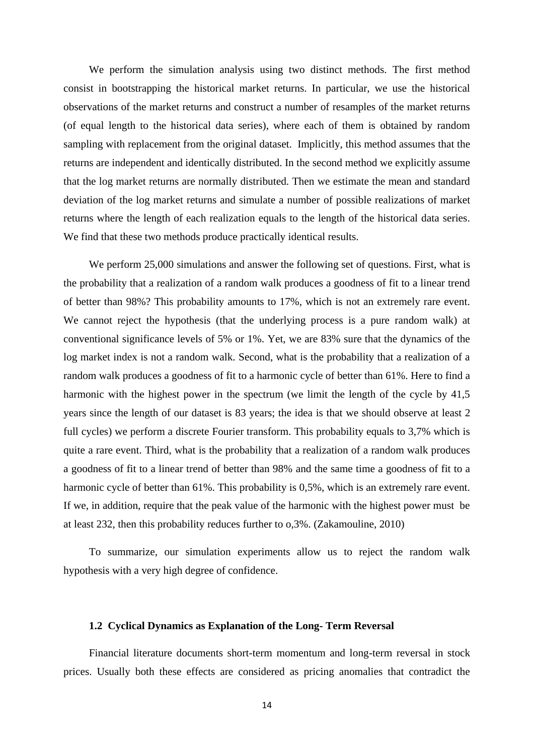We perform the simulation analysis using two distinct methods. The first method consist in bootstrapping the historical market returns. In particular, we use the historical observations of the market returns and construct a number of resamples of the market returns (of equal length to the historical data series), where each of them is obtained by random sampling with replacement from the original dataset. Implicitly, this method assumes that the returns are independent and identically distributed. In the second method we explicitly assume that the log market returns are normally distributed. Then we estimate the mean and standard deviation of the log market returns and simulate a number of possible realizations of market returns where the length of each realization equals to the length of the historical data series. We find that these two methods produce practically identical results.

We perform 25,000 simulations and answer the following set of questions. First, what is the probability that a realization of a random walk produces a goodness of fit to a linear trend of better than 98%? This probability amounts to 17%, which is not an extremely rare event. We cannot reject the hypothesis (that the underlying process is a pure random walk) at conventional significance levels of 5% or 1%. Yet, we are 83% sure that the dynamics of the log market index is not a random walk. Second, what is the probability that a realization of a random walk produces a goodness of fit to a harmonic cycle of better than 61%. Here to find a harmonic with the highest power in the spectrum (we limit the length of the cycle by 41,5 years since the length of our dataset is 83 years; the idea is that we should observe at least 2 full cycles) we perform a discrete Fourier transform. This probability equals to 3,7% which is quite a rare event. Third, what is the probability that a realization of a random walk produces a goodness of fit to a linear trend of better than 98% and the same time a goodness of fit to a harmonic cycle of better than 61%. This probability is 0,5%, which is an extremely rare event. If we, in addition, require that the peak value of the harmonic with the highest power must be at least 232, then this probability reduces further to o,3%. (Zakamouline, 2010)

To summarize, our simulation experiments allow us to reject the random walk hypothesis with a very high degree of confidence.

### 1.2 Cyclical Dynamics as Explanation of the Long- Term Reversal

Financial literature documents short-term momentum and long-term reversal in stock prices. Usually both these effects are considered as pricing anomalies that contradict the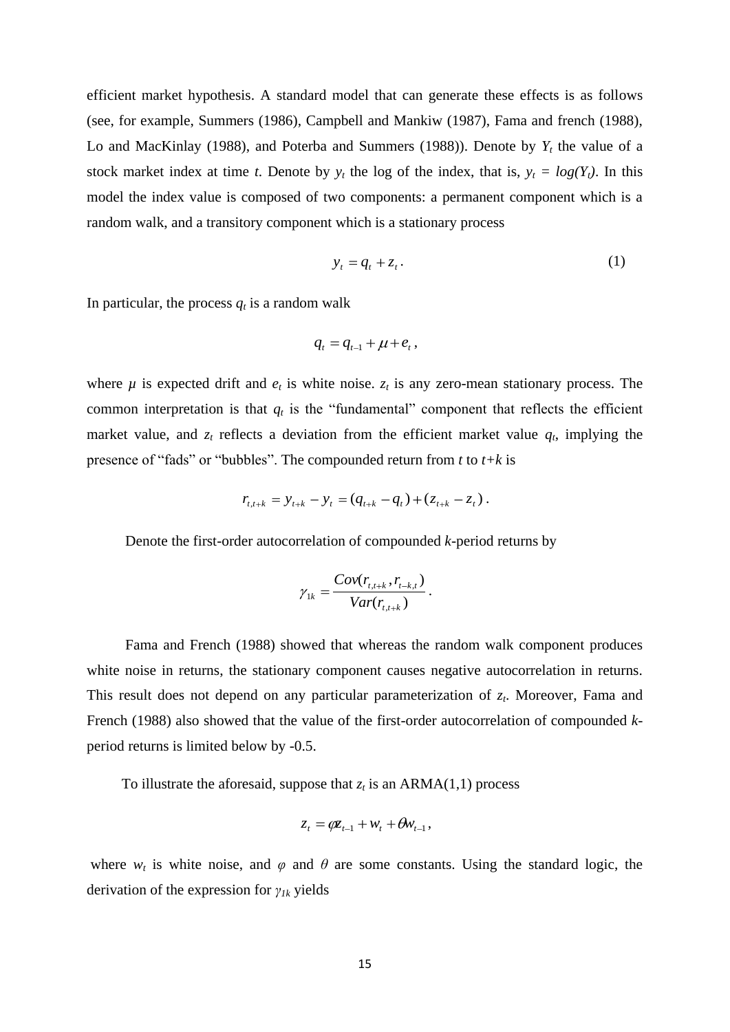efficient market hypothesis. A standard model that can generate these effects is as follows (see, for example, Summers (1986), Campbell and Mankiw (1987), Fama and french (1988), Lo and MacKinlay (1988), and Poterba and Summers (1988)). Denote by $Y_t$ the value of a stock market index at time *t*. Denote by $y_t$ the log of the index, that is, $y_t = log(Y_t)$. In this model the index value is composed of two components: a permanent component which is a random walk, and a transitory component which is a stationary process

$$y_t = q_t + z_t . \tag{1}$$

In particular, the process $q_t$ is a random walk

$$q_t = q_{t-1} + \mu + e_t ,$$

where $\mu$ is expected drift and $e_t$ is white noise. $z_t$ is any zero-mean stationary process. The common interpretation is that $q_t$ is the "fundamental" component that reflects the efficient market value, and $z_t$ reflects a deviation from the efficient market value $q_t$, implying the presence of "fads" or "bubbles". The compounded return from *t* to *t+k* is

$$r_{t,t+k} = y_{t+k} - y_t = (q_{t+k} - q_t) + (z_{t+k} - z_t) .$$

Denote the first-order autocorrelation of compounded *k*-period returns by

$$\gamma_{1k} = \frac{Cov(r_{t,t+k}, r_{t-k,t})}{Var(r_{t,t+k})} .$$

Fama and French (1988) showed that whereas the random walk component produces white noise in returns, the stationary component causes negative autocorrelation in returns. This result does not depend on any particular parameterization of $z_t$. Moreover, Fama and French (1988) also showed that the value of the first-order autocorrelation of compounded *k*-period returns is limited below by -0.5.

To illustrate the aforesaid, suppose that $z_t$ is an ARMA(1,1) process

$$z_t = \varphi z_{t-1} + w_t + \theta w_{t-1} ,$$

where $w_t$ is white noise, and $\varphi$ and $\theta$ are some constants. Using the standard logic, the derivation of the expression for $\gamma_{1k}$ yields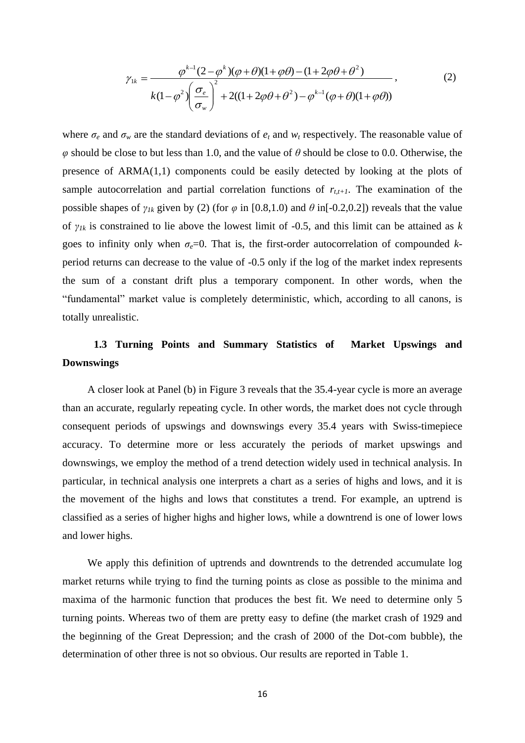$$\gamma_{1k} = \frac{\varphi^{k-1}(2-\varphi^{k})(\varphi+\theta)(1+\varphi\theta)-(1+2\varphi\theta+\theta^{2})}{k(1-\varphi^{2})\left(\frac{\sigma_{e}}{\sigma_{w}}\right)^{2}+2((1+2\varphi\theta+\theta^{2})-\varphi^{k-1}(\varphi+\theta)(1+\varphi\theta))}, \tag{2}$$

where $\sigma_e$ and $\sigma_w$ are the standard deviations of $e_t$ and $w_t$ respectively. The reasonable value of $\varphi$ should be close to but less than 1.0, and the value of $\theta$ should be close to 0.0. Otherwise, the presence of ARMA(1,1) components could be easily detected by looking at the plots of sample autocorrelation and partial correlation functions of $r_{t,t+1}$. The examination of the possible shapes of $\gamma_{1k}$ given by (2) (for $\varphi$ in [0.8,1.0) and $\theta$ in[-0.2,0.2]) reveals that the value of $\gamma_{1k}$ is constrained to lie above the lowest limit of -0.5, and this limit can be attained as $k$ goes to infinity only when $\sigma_e$=0. That is, the first-order autocorrelation of compounded $k$-period returns can decrease to the value of -0.5 only if the log of the market index represents the sum of a constant drift plus a temporary component. In other words, when the "fundamental" market value is completely deterministic, which, according to all canons, is totally unrealistic.

### 1.3 Turning Points and Summary Statistics of Market Upswings and Downswings

A closer look at Panel (b) in Figure 3 reveals that the 35.4-year cycle is more an average than an accurate, regularly repeating cycle. In other words, the market does not cycle through consequent periods of upswings and downswings every 35.4 years with Swiss-timepiece accuracy. To determine more or less accurately the periods of market upswings and downswings, we employ the method of a trend detection widely used in technical analysis. In particular, in technical analysis one interprets a chart as a series of highs and lows, and it is the movement of the highs and lows that constitutes a trend. For example, an uptrend is classified as a series of higher highs and higher lows, while a downtrend is one of lower lows and lower highs.

We apply this definition of uptrends and downtrends to the detrended accumulate log market returns while trying to find the turning points as close as possible to the minima and maxima of the harmonic function that produces the best fit. We need to determine only 5 turning points. Whereas two of them are pretty easy to define (the market crash of 1929 and the beginning of the Great Depression; and the crash of 2000 of the Dot-com bubble), the determination of other three is not so obvious. Our results are reported in Table 1.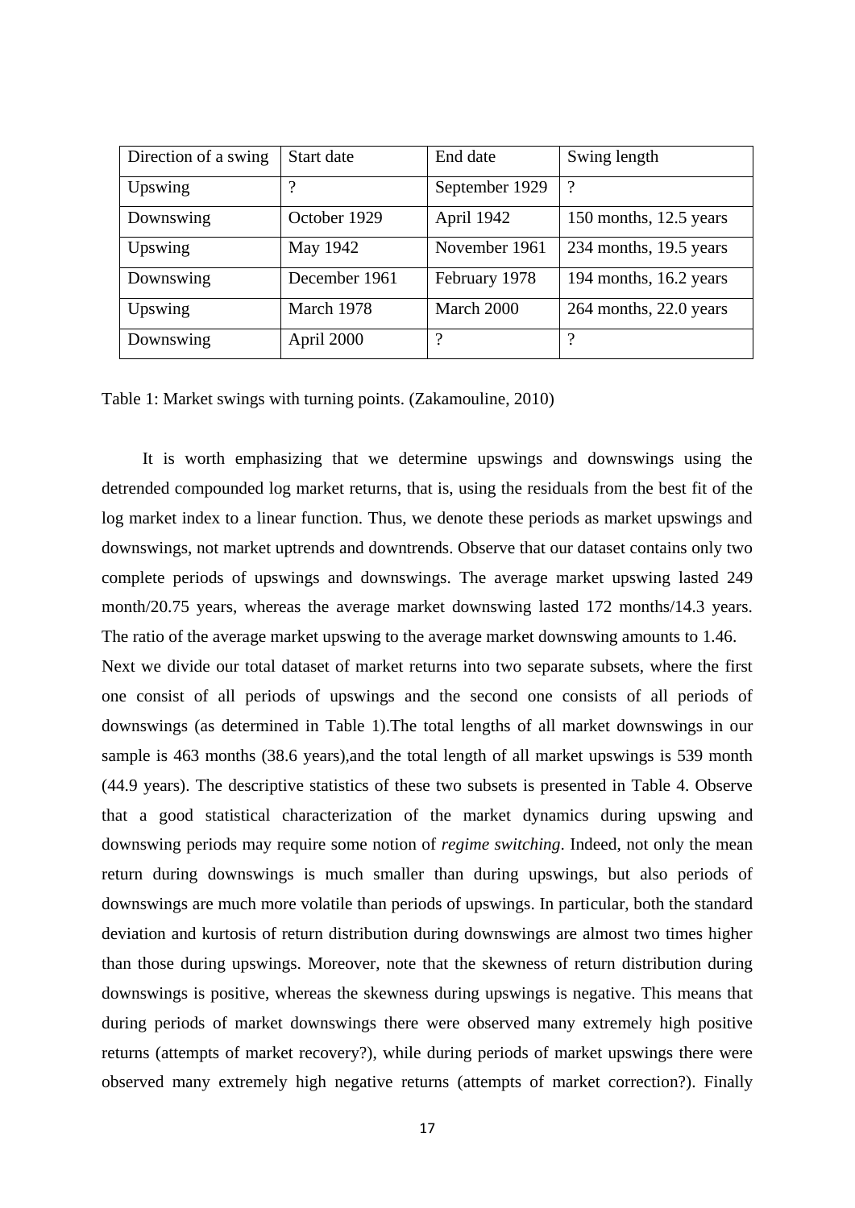| Direction of a swing | Start date | End date | Swing length |
| --- | --- | --- | --- |
| Upswing | ? | September 1929 | ? |
| Downswing | October 1929 | April 1942 | 150 months, 12.5 years |
| Upswing | May 1942 | November 1961 | 234 months, 19.5 years |
| Downswing | December 1961 | February 1978 | 194 months, 16.2 years |
| Upswing | March 1978 | March 2000 | 264 months, 22.0 years |
| Downswing | April 2000 | ? | ? |

Table 1: Market swings with turning points. (Zakamouline, 2010)

It is worth emphasizing that we determine upswings and downswings using the detrended compounded log market returns, that is, using the residuals from the best fit of the log market index to a linear function. Thus, we denote these periods as market upswings and downswings, not market uptrends and downtrends. Observe that our dataset contains only two complete periods of upswings and downswings. The average market upswing lasted 249 month/20.75 years, whereas the average market downswing lasted 172 months/14.3 years. The ratio of the average market upswing to the average market downswing amounts to 1.46.

Next we divide our total dataset of market returns into two separate subsets, where the first one consist of all periods of upswings and the second one consists of all periods of downswings (as determined in Table 1).The total lengths of all market downswings in our sample is 463 months (38.6 years),and the total length of all market upswings is 539 month (44.9 years). The descriptive statistics of these two subsets is presented in Table 4. Observe that a good statistical characterization of the market dynamics during upswing and downswing periods may require some notion of *regime switching*. Indeed, not only the mean return during downswings is much smaller than during upswings, but also periods of downswings are much more volatile than periods of upswings. In particular, both the standard deviation and kurtosis of return distribution during downswings are almost two times higher than those during upswings. Moreover, note that the skewness of return distribution during downswings is positive, whereas the skewness during upswings is negative. This means that during periods of market downswings there were observed many extremely high positive returns (attempts of market recovery?), while during periods of market upswings there were observed many extremely high negative returns (attempts of market correction?). Finally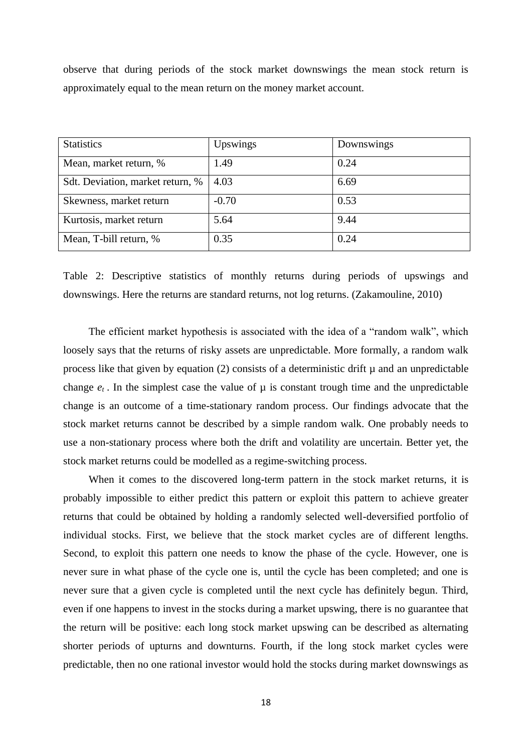observe that during periods of the stock market downswings the mean stock return is approximately equal to the mean return on the money market account.

| Statistics | Upswings | Downswings |
| --- | --- | --- |
| Mean, market return, % | 1.49 | 0.24 |
| Sdt. Deviation, market return, % | 4.03 | 6.69 |
| Skewness, market return | -0.70 | 0.53 |
| Kurtosis, market return | 5.64 | 9.44 |
| Mean, T-bill return, % | 0.35 | 0.24 |

Table 2: Descriptive statistics of monthly returns during periods of upswings and downswings. Here the returns are standard returns, not log returns. (Zakamouline, 2010)

The efficient market hypothesis is associated with the idea of a "random walk", which loosely says that the returns of risky assets are unpredictable. More formally, a random walk process like that given by equation (2) consists of a deterministic drift μ and an unpredictable change $e_t$. In the simplest case the value of μ is constant trough time and the unpredictable change is an outcome of a time-stationary random process. Our findings advocate that the stock market returns cannot be described by a simple random walk. One probably needs to use a non-stationary process where both the drift and volatility are uncertain. Better yet, the stock market returns could be modelled as a regime-switching process.

When it comes to the discovered long-term pattern in the stock market returns, it is probably impossible to either predict this pattern or exploit this pattern to achieve greater returns that could be obtained by holding a randomly selected well-deversified portfolio of individual stocks. First, we believe that the stock market cycles are of different lengths. Second, to exploit this pattern one needs to know the phase of the cycle. However, one is never sure in what phase of the cycle one is, until the cycle has been completed; and one is never sure that a given cycle is completed until the next cycle has definitely begun. Third, even if one happens to invest in the stocks during a market upswing, there is no guarantee that the return will be positive: each long stock market upswing can be described as alternating shorter periods of upturns and downturns. Fourth, if the long stock market cycles were predictable, then no one rational investor would hold the stocks during market downswings as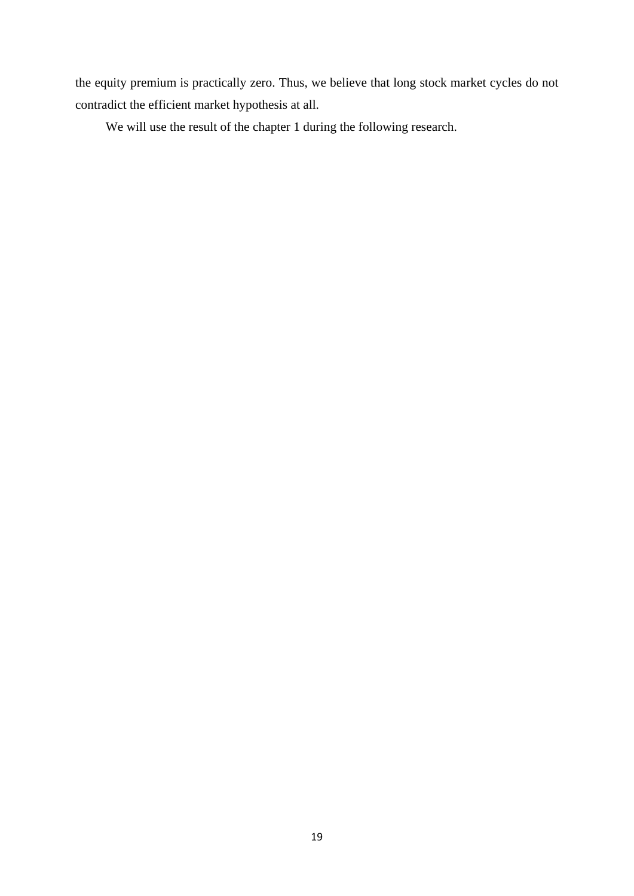the equity premium is practically zero. Thus, we believe that long stock market cycles do not contradict the efficient market hypothesis at all.

We will use the result of the chapter 1 during the following research.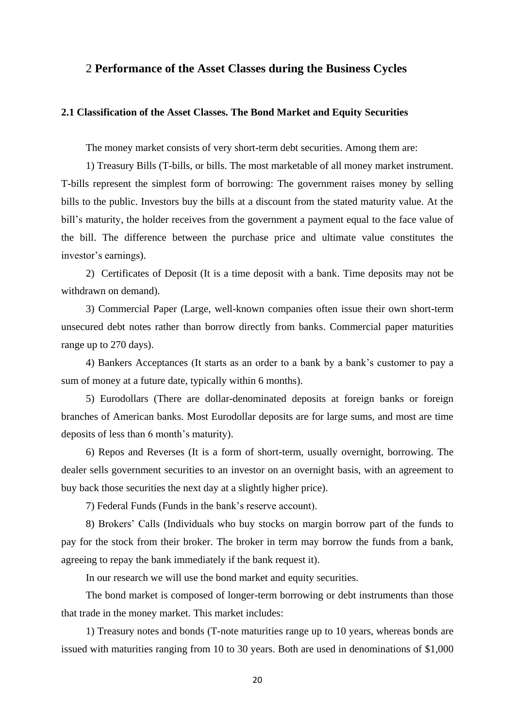# 2 **Performance of the Asset Classes during the Business Cycles**

## 2.1 Classification of the Asset Classes. The Bond Market and Equity Securities

The money market consists of very short-term debt securities. Among them are:

1) Treasury Bills (T-bills, or bills. The most marketable of all money market instrument. T-bills represent the simplest form of borrowing: The government raises money by selling bills to the public. Investors buy the bills at a discount from the stated maturity value. At the bill's maturity, the holder receives from the government a payment equal to the face value of the bill. The difference between the purchase price and ultimate value constitutes the investor's earnings).

2) Certificates of Deposit (It is a time deposit with a bank. Time deposits may not be withdrawn on demand).

3) Commercial Paper (Large, well-known companies often issue their own short-term unsecured debt notes rather than borrow directly from banks. Commercial paper maturities range up to 270 days).

4) Bankers Acceptances (It starts as an order to a bank by a bank's customer to pay a sum of money at a future date, typically within 6 months).

5) Eurodollars (There are dollar-denominated deposits at foreign banks or foreign branches of American banks. Most Eurodollar deposits are for large sums, and most are time deposits of less than 6 month's maturity).

6) Repos and Reverses (It is a form of short-term, usually overnight, borrowing. The dealer sells government securities to an investor on an overnight basis, with an agreement to buy back those securities the next day at a slightly higher price).

7) Federal Funds (Funds in the bank's reserve account).

8) Brokers' Calls (Individuals who buy stocks on margin borrow part of the funds to pay for the stock from their broker. The broker in term may borrow the funds from a bank, agreeing to repay the bank immediately if the bank request it).

In our research we will use the bond market and equity securities.

The bond market is composed of longer-term borrowing or debt instruments than those that trade in the money market. This market includes:

1) Treasury notes and bonds (T-note maturities range up to 10 years, whereas bonds are issued with maturities ranging from 10 to 30 years. Both are used in denominations of $1,000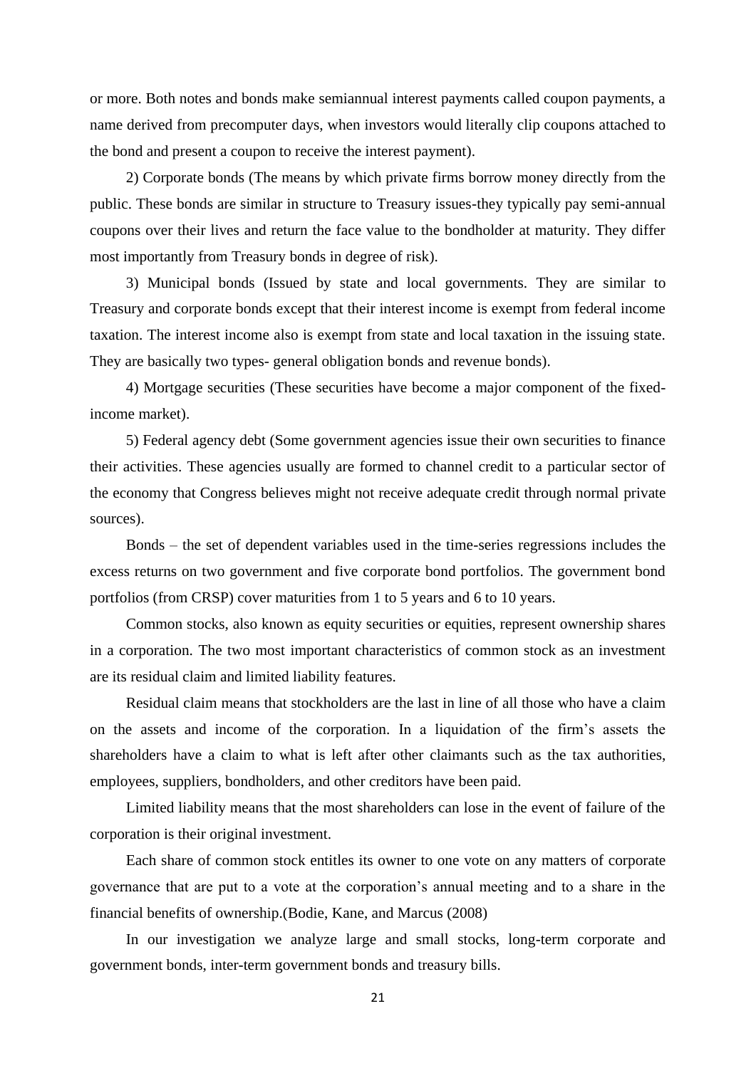or more. Both notes and bonds make semiannual interest payments called coupon payments, a name derived from precomputer days, when investors would literally clip coupons attached to the bond and present a coupon to receive the interest payment).

2) Corporate bonds (The means by which private firms borrow money directly from the public. These bonds are similar in structure to Treasury issues-they typically pay semi-annual coupons over their lives and return the face value to the bondholder at maturity. They differ most importantly from Treasury bonds in degree of risk).

3) Municipal bonds (Issued by state and local governments. They are similar to Treasury and corporate bonds except that their interest income is exempt from federal income taxation. The interest income also is exempt from state and local taxation in the issuing state. They are basically two types- general obligation bonds and revenue bonds).

4) Mortgage securities (These securities have become a major component of the fixed-income market).

5) Federal agency debt (Some government agencies issue their own securities to finance their activities. These agencies usually are formed to channel credit to a particular sector of the economy that Congress believes might not receive adequate credit through normal private sources).

Bonds – the set of dependent variables used in the time-series regressions includes the excess returns on two government and five corporate bond portfolios. The government bond portfolios (from CRSP) cover maturities from 1 to 5 years and 6 to 10 years.

Common stocks, also known as equity securities or equities, represent ownership shares in a corporation. The two most important characteristics of common stock as an investment are its residual claim and limited liability features.

Residual claim means that stockholders are the last in line of all those who have a claim on the assets and income of the corporation. In a liquidation of the firm's assets the shareholders have a claim to what is left after other claimants such as the tax authorities, employees, suppliers, bondholders, and other creditors have been paid.

Limited liability means that the most shareholders can lose in the event of failure of the corporation is their original investment.

Each share of common stock entitles its owner to one vote on any matters of corporate governance that are put to a vote at the corporation's annual meeting and to a share in the financial benefits of ownership.(Bodie, Kane, and Marcus (2008)

In our investigation we analyze large and small stocks, long-term corporate and government bonds, inter-term government bonds and treasury bills.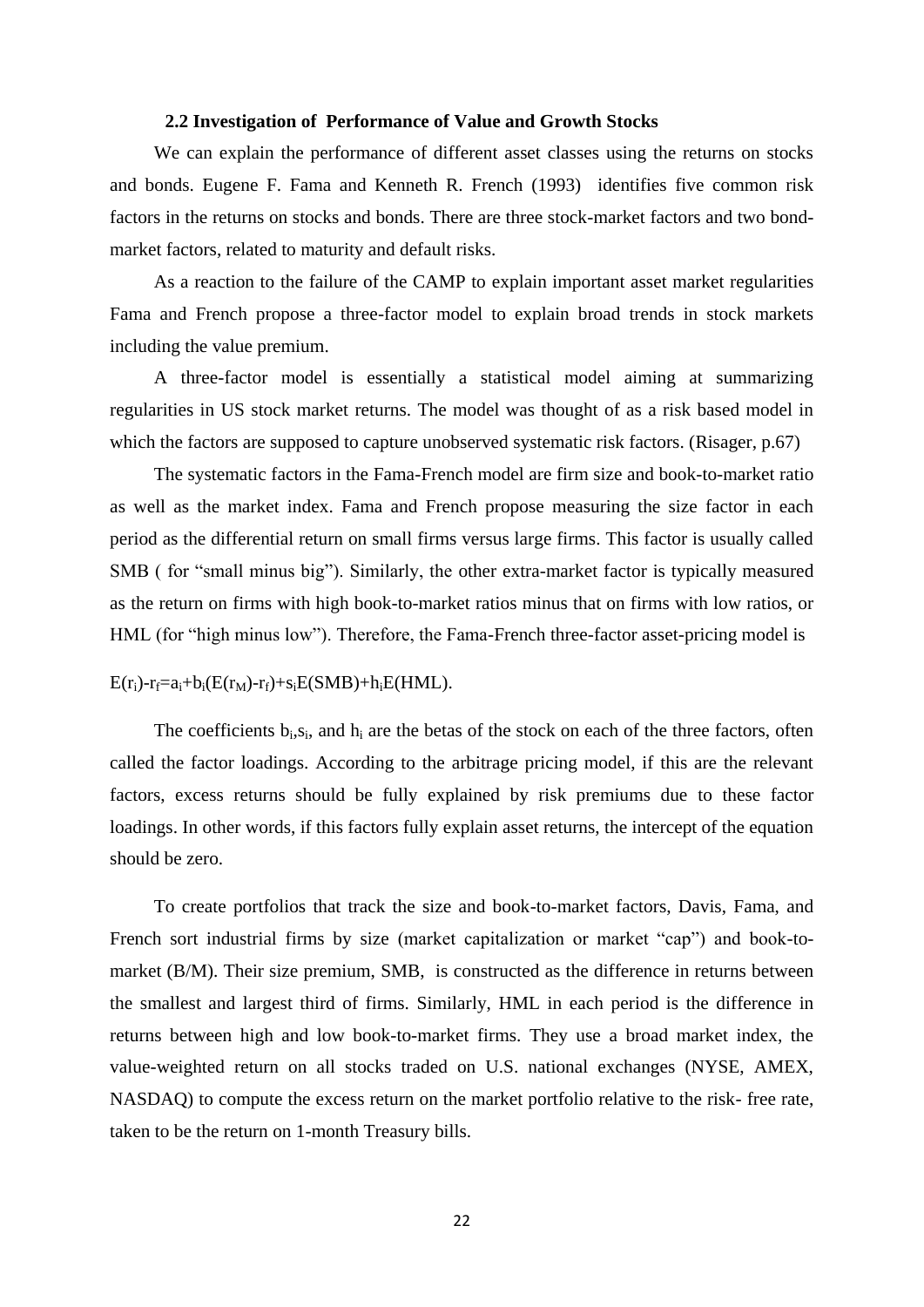### 2.2 Investigation of Performance of Value and Growth Stocks

We can explain the performance of different asset classes using the returns on stocks and bonds. Eugene F. Fama and Kenneth R. French (1993) identifies five common risk factors in the returns on stocks and bonds. There are three stock-market factors and two bond-market factors, related to maturity and default risks.

As a reaction to the failure of the CAMP to explain important asset market regularities Fama and French propose a three-factor model to explain broad trends in stock markets including the value premium.

A three-factor model is essentially a statistical model aiming at summarizing regularities in US stock market returns. The model was thought of as a risk based model in which the factors are supposed to capture unobserved systematic risk factors. (Risager, p.67)

The systematic factors in the Fama-French model are firm size and book-to-market ratio as well as the market index. Fama and French propose measuring the size factor in each period as the differential return on small firms versus large firms. This factor is usually called SMB ( for "small minus big"). Similarly, the other extra-market factor is typically measured as the return on firms with high book-to-market ratios minus that on firms with low ratios, or HML (for "high minus low"). Therefore, the Fama-French three-factor asset-pricing model is

$$E(r_i)-r_f=a_i+b_i(E(r_M)-r_f)+s_iE(SMB)+h_iE(HML).$$

The coefficients $b_i$,$s_i$, and $h_i$ are the betas of the stock on each of the three factors, often called the factor loadings. According to the arbitrage pricing model, if this are the relevant factors, excess returns should be fully explained by risk premiums due to these factor loadings. In other words, if this factors fully explain asset returns, the intercept of the equation should be zero.

To create portfolios that track the size and book-to-market factors, Davis, Fama, and French sort industrial firms by size (market capitalization or market "cap") and book-to-market (B/M). Their size premium, SMB, is constructed as the difference in returns between the smallest and largest third of firms. Similarly, HML in each period is the difference in returns between high and low book-to-market firms. They use a broad market index, the value-weighted return on all stocks traded on U.S. national exchanges (NYSE, AMEX, NASDAQ) to compute the excess return on the market portfolio relative to the risk- free rate, taken to be the return on 1-month Treasury bills.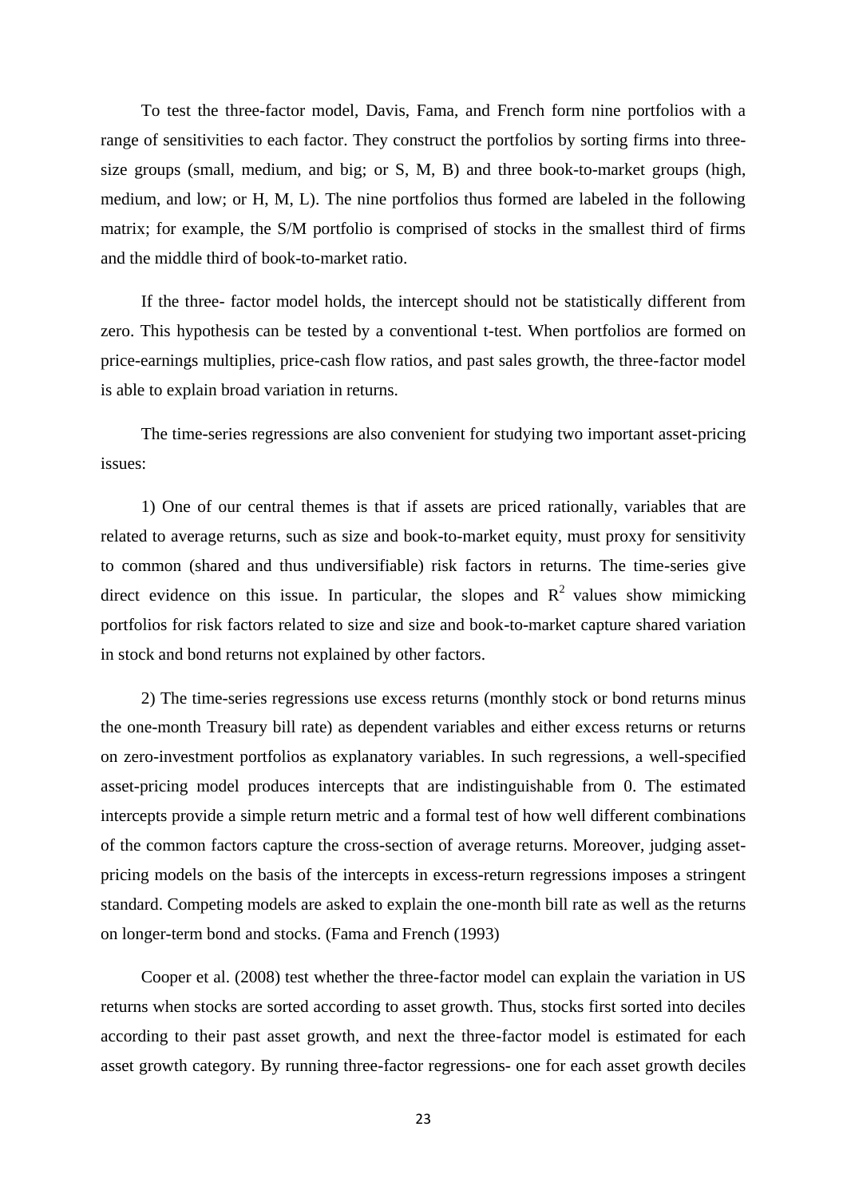To test the three-factor model, Davis, Fama, and French form nine portfolios with a range of sensitivities to each factor. They construct the portfolios by sorting firms into three-size groups (small, medium, and big; or S, M, B) and three book-to-market groups (high, medium, and low; or H, M, L). The nine portfolios thus formed are labeled in the following matrix; for example, the S/M portfolio is comprised of stocks in the smallest third of firms and the middle third of book-to-market ratio.

If the three- factor model holds, the intercept should not be statistically different from zero. This hypothesis can be tested by a conventional t-test. When portfolios are formed on price-earnings multiplies, price-cash flow ratios, and past sales growth, the three-factor model is able to explain broad variation in returns.

The time-series regressions are also convenient for studying two important asset-pricing issues:

1) One of our central themes is that if assets are priced rationally, variables that are related to average returns, such as size and book-to-market equity, must proxy for sensitivity to common (shared and thus undiversifiable) risk factors in returns. The time-series give direct evidence on this issue. In particular, the slopes and $R^2$ values show mimicking portfolios for risk factors related to size and size and book-to-market capture shared variation in stock and bond returns not explained by other factors.

2) The time-series regressions use excess returns (monthly stock or bond returns minus the one-month Treasury bill rate) as dependent variables and either excess returns or returns on zero-investment portfolios as explanatory variables. In such regressions, a well-specified asset-pricing model produces intercepts that are indistinguishable from 0. The estimated intercepts provide a simple return metric and a formal test of how well different combinations of the common factors capture the cross-section of average returns. Moreover, judging asset-pricing models on the basis of the intercepts in excess-return regressions imposes a stringent standard. Competing models are asked to explain the one-month bill rate as well as the returns on longer-term bond and stocks. (Fama and French (1993)

Cooper et al. (2008) test whether the three-factor model can explain the variation in US returns when stocks are sorted according to asset growth. Thus, stocks first sorted into deciles according to their past asset growth, and next the three-factor model is estimated for each asset growth category. By running three-factor regressions- one for each asset growth deciles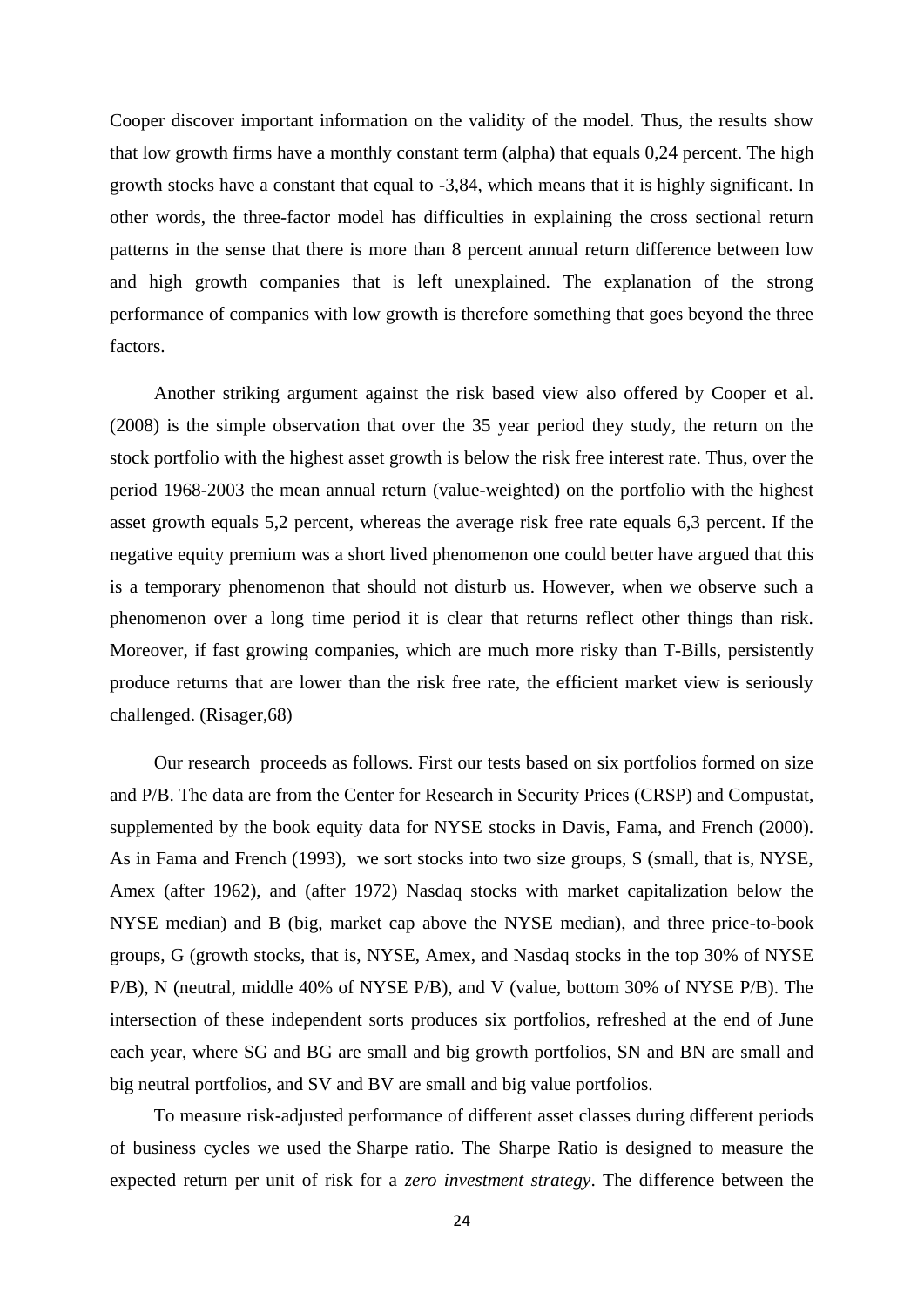Cooper discover important information on the validity of the model. Thus, the results show that low growth firms have a monthly constant term (alpha) that equals 0,24 percent. The high growth stocks have a constant that equal to -3,84, which means that it is highly significant. In other words, the three-factor model has difficulties in explaining the cross sectional return patterns in the sense that there is more than 8 percent annual return difference between low and high growth companies that is left unexplained. The explanation of the strong performance of companies with low growth is therefore something that goes beyond the three factors.

Another striking argument against the risk based view also offered by Cooper et al. (2008) is the simple observation that over the 35 year period they study, the return on the stock portfolio with the highest asset growth is below the risk free interest rate. Thus, over the period 1968-2003 the mean annual return (value-weighted) on the portfolio with the highest asset growth equals 5,2 percent, whereas the average risk free rate equals 6,3 percent. If the negative equity premium was a short lived phenomenon one could better have argued that this is a temporary phenomenon that should not disturb us. However, when we observe such a phenomenon over a long time period it is clear that returns reflect other things than risk. Moreover, if fast growing companies, which are much more risky than T-Bills, persistently produce returns that are lower than the risk free rate, the efficient market view is seriously challenged. (Risager,68)

Our research proceeds as follows. First our tests based on six portfolios formed on size and P/B. The data are from the Center for Research in Security Prices (CRSP) and Compustat, supplemented by the book equity data for NYSE stocks in Davis, Fama, and French (2000). As in Fama and French (1993), we sort stocks into two size groups, S (small, that is, NYSE, Amex (after 1962), and (after 1972) Nasdaq stocks with market capitalization below the NYSE median) and B (big, market cap above the NYSE median), and three price-to-book groups, G (growth stocks, that is, NYSE, Amex, and Nasdaq stocks in the top 30% of NYSE P/B), N (neutral, middle 40% of NYSE P/B), and V (value, bottom 30% of NYSE P/B). The intersection of these independent sorts produces six portfolios, refreshed at the end of June each year, where SG and BG are small and big growth portfolios, SN and BN are small and big neutral portfolios, and SV and BV are small and big value portfolios.

To measure risk-adjusted performance of different asset classes during different periods of business cycles we used the Sharpe ratio. The Sharpe Ratio is designed to measure the expected return per unit of risk for a *zero investment strategy*. The difference between the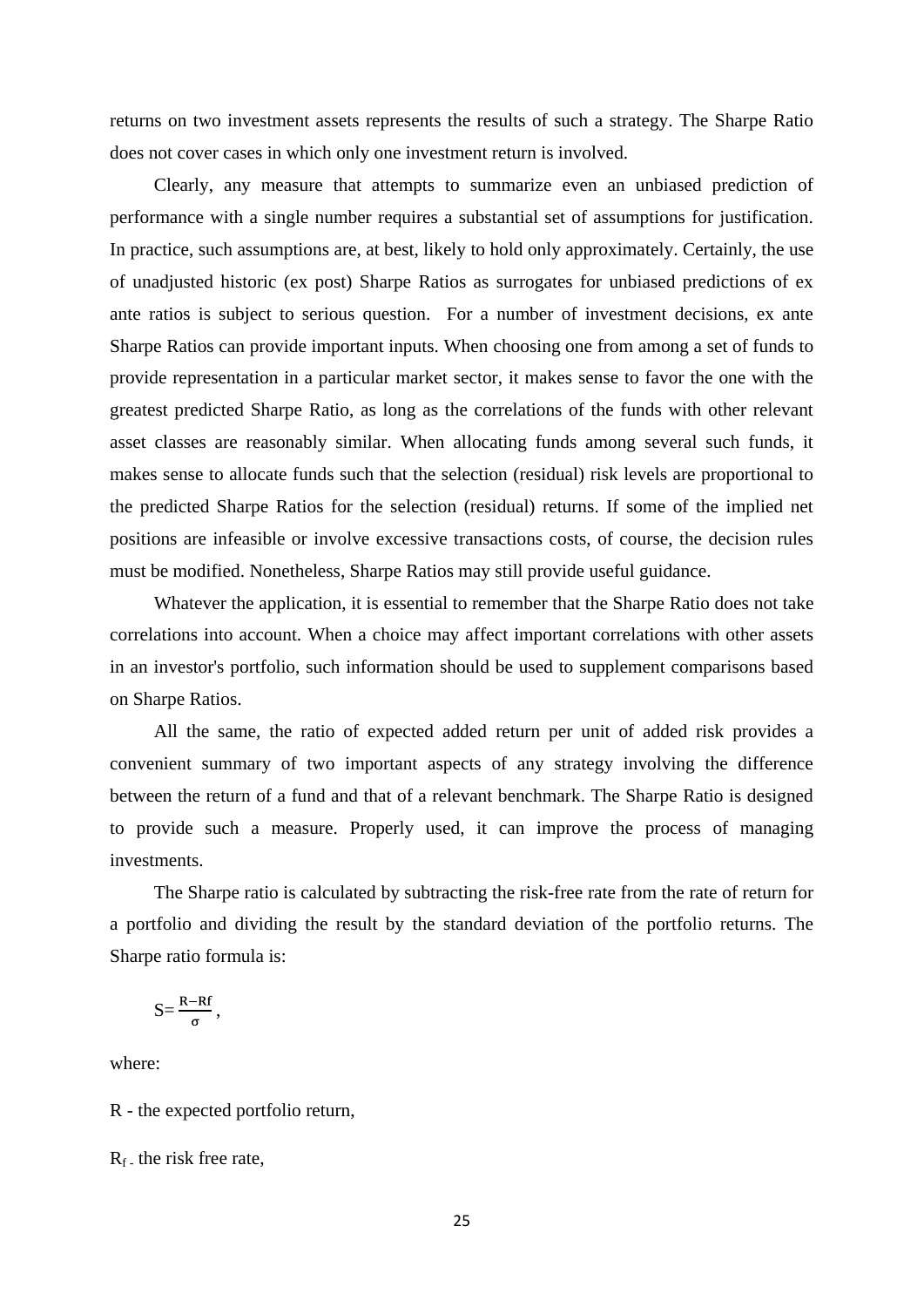returns on two investment assets represents the results of such a strategy. The Sharpe Ratio does not cover cases in which only one investment return is involved.

Clearly, any measure that attempts to summarize even an unbiased prediction of performance with a single number requires a substantial set of assumptions for justification. In practice, such assumptions are, at best, likely to hold only approximately. Certainly, the use of unadjusted historic (ex post) Sharpe Ratios as surrogates for unbiased predictions of ex ante ratios is subject to serious question. For a number of investment decisions, ex ante Sharpe Ratios can provide important inputs. When choosing one from among a set of funds to provide representation in a particular market sector, it makes sense to favor the one with the greatest predicted Sharpe Ratio, as long as the correlations of the funds with other relevant asset classes are reasonably similar. When allocating funds among several such funds, it makes sense to allocate funds such that the selection (residual) risk levels are proportional to the predicted Sharpe Ratios for the selection (residual) returns. If some of the implied net positions are infeasible or involve excessive transactions costs, of course, the decision rules must be modified. Nonetheless, Sharpe Ratios may still provide useful guidance.

Whatever the application, it is essential to remember that the Sharpe Ratio does not take correlations into account. When a choice may affect important correlations with other assets in an investor's portfolio, such information should be used to supplement comparisons based on Sharpe Ratios.

All the same, the ratio of expected added return per unit of added risk provides a convenient summary of two important aspects of any strategy involving the difference between the return of a fund and that of a relevant benchmark. The Sharpe Ratio is designed to provide such a measure. Properly used, it can improve the process of managing investments.

The Sharpe ratio is calculated by subtracting the risk-free rate from the rate of return for a portfolio and dividing the result by the standard deviation of the portfolio returns. The Sharpe ratio formula is:

$$S = \frac{R - Rf}{\sigma},$$

where:

R - the expected portfolio return,

$R_f$ - the risk free rate,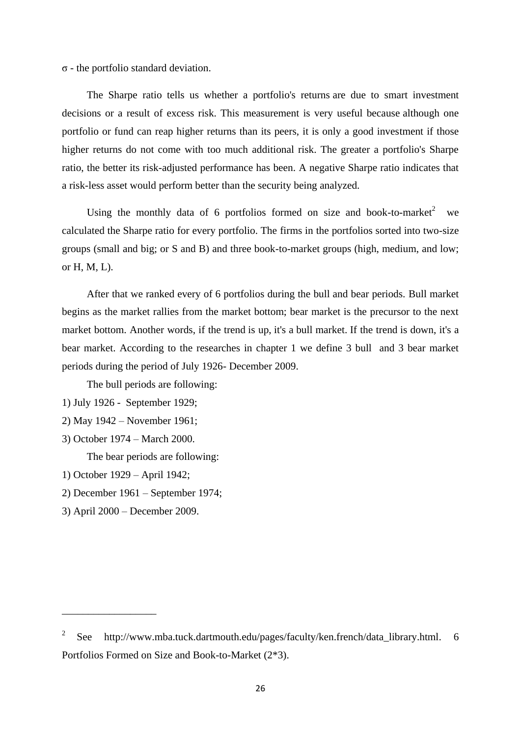$\sigma$ - the portfolio standard deviation.

The Sharpe ratio tells us whether a portfolio's returns are due to smart investment decisions or a result of excess risk. This measurement is very useful because although one portfolio or fund can reap higher returns than its peers, it is only a good investment if those higher returns do not come with too much additional risk. The greater a portfolio's Sharpe ratio, the better its risk-adjusted performance has been. A negative Sharpe ratio indicates that a risk-less asset would perform better than the security being analyzed.

Using the monthly data of 6 portfolios formed on size and book-to-market[2] we calculated the Sharpe ratio for every portfolio. The firms in the portfolios sorted into two-size groups (small and big; or S and B) and three book-to-market groups (high, medium, and low; or H, M, L).

After that we ranked every of 6 portfolios during the bull and bear periods. Bull market begins as the market rallies from the market bottom; bear market is the precursor to the next market bottom. Another words, if the trend is up, it's a bull market. If the trend is down, it's a bear market. According to the researches in chapter 1 we define 3 bull and 3 bear market periods during the period of July 1926- December 2009.

The bull periods are following:

1) July 1926 - September 1929;
2) May 1942 – November 1961;
3) October 1974 – March 2000.

The bear periods are following:

1) October 1929 – April 1942;
2) December 1961 – September 1974;
3) April 2000 – December 2009.

---

[2] See http://www.mba.tuck.dartmouth.edu/pages/faculty/ken.french/data_library.html. 6 Portfolios Formed on Size and Book-to-Market (2*3).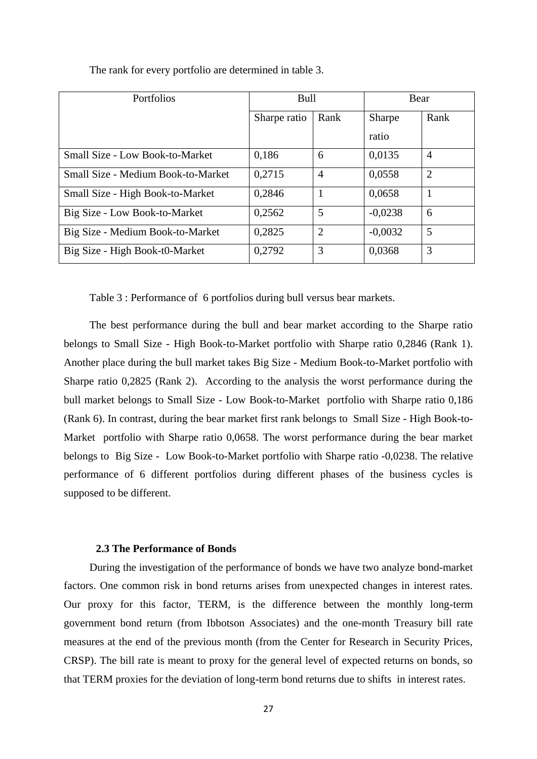The rank for every portfolio are determined in table 3.

| Portfolios | Bull | | Bear | |
|---|---|---|---|---|
| | Sharpe ratio | Rank | Sharpe ratio | Rank |
| Small Size - Low Book-to-Market | 0,186 | 6 | 0,0135 | 4 |
| Small Size - Medium Book-to-Market | 0,2715 | 4 | 0,0558 | 2 |
| Small Size - High Book-to-Market | 0,2846 | 1 | 0,0658 | 1 |
| Big Size - Low Book-to-Market | 0,2562 | 5 | -0,0238 | 6 |
| Big Size - Medium Book-to-Market | 0,2825 | 2 | -0,0032 | 5 |
| Big Size - High Book-t0-Market | 0,2792 | 3 | 0,0368 | 3 |

Table 3 : Performance of 6 portfolios during bull versus bear markets.

The best performance during the bull and bear market according to the Sharpe ratio belongs to Small Size - High Book-to-Market portfolio with Sharpe ratio 0,2846 (Rank 1). Another place during the bull market takes Big Size - Medium Book-to-Market portfolio with Sharpe ratio 0,2825 (Rank 2). According to the analysis the worst performance during the bull market belongs to Small Size - Low Book-to-Market portfolio with Sharpe ratio 0,186 (Rank 6). In contrast, during the bear market first rank belongs to Small Size - High Book-to-Market portfolio with Sharpe ratio 0,0658. The worst performance during the bear market belongs to Big Size - Low Book-to-Market portfolio with Sharpe ratio -0,0238. The relative performance of 6 different portfolios during different phases of the business cycles is supposed to be different.

### 2.3 The Performance of Bonds

During the investigation of the performance of bonds we have two analyze bond-market factors. One common risk in bond returns arises from unexpected changes in interest rates. Our proxy for this factor, TERM, is the difference between the monthly long-term government bond return (from Ibbotson Associates) and the one-month Treasury bill rate measures at the end of the previous month (from the Center for Research in Security Prices, CRSP). The bill rate is meant to proxy for the general level of expected returns on bonds, so that TERM proxies for the deviation of long-term bond returns due to shifts in interest rates.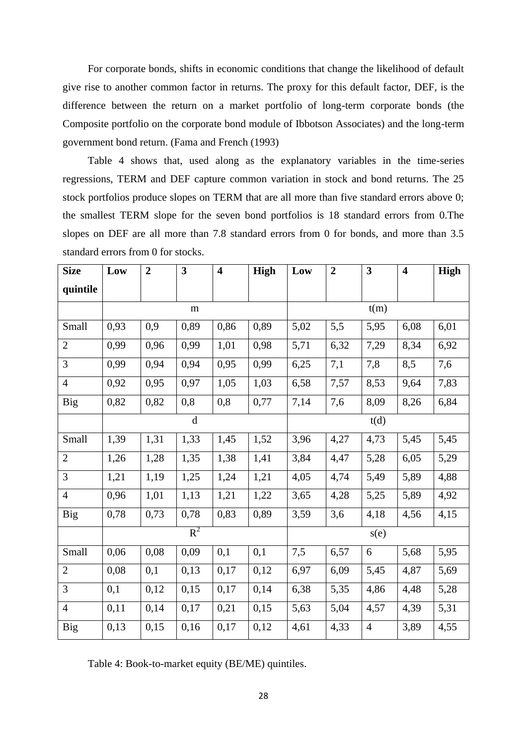For corporate bonds, shifts in economic conditions that change the likelihood of default give rise to another common factor in returns. The proxy for this default factor, DEF, is the difference between the return on a market portfolio of long-term corporate bonds (the Composite portfolio on the corporate bond module of Ibbotson Associates) and the long-term government bond return. (Fama and French (1993)

Table 4 shows that, used along as the explanatory variables in the time-series regressions, TERM and DEF capture common variation in stock and bond returns. The 25 stock portfolios produce slopes on TERM that are all more than five standard errors above 0; the smallest TERM slope for the seven bond portfolios is 18 standard errors from 0.The slopes on DEF are all more than 7.8 standard errors from 0 for bonds, and more than 3.5 standard errors from 0 for stocks.

| **Size quintile** | **Low** | **2** | **3** | **4** | **High** | **Low** | **2** | **3** | **4** | **High** |
|---|---|---|---|---|---|---|---|---|---|---|
| | m | | | | | t(m) | | | | |
| Small | 0,93 | 0,9 | 0,89 | 0,86 | 0,89 | 5,02 | 5,5 | 5,95 | 6,08 | 6,01 |
| 2 | 0,99 | 0,96 | 0,99 | 1,01 | 0,98 | 5,71 | 6,32 | 7,29 | 8,34 | 6,92 |
| 3 | 0,99 | 0,94 | 0,94 | 0,95 | 0,99 | 6,25 | 7,1 | 7,8 | 8,5 | 7,6 |
| 4 | 0,92 | 0,95 | 0,97 | 1,05 | 1,03 | 6,58 | 7,57 | 8,53 | 9,64 | 7,83 |
| Big | 0,82 | 0,82 | 0,8 | 0,8 | 0,77 | 7,14 | 7,6 | 8,09 | 8,26 | 6,84 |
| | d | | | | | t(d) | | | | |
| Small | 1,39 | 1,31 | 1,33 | 1,45 | 1,52 | 3,96 | 4,27 | 4,73 | 5,45 | 5,45 |
| 2 | 1,26 | 1,28 | 1,35 | 1,38 | 1,41 | 3,84 | 4,47 | 5,28 | 6,05 | 5,29 |
| 3 | 1,21 | 1,19 | 1,25 | 1,24 | 1,21 | 4,05 | 4,74 | 5,49 | 5,89 | 4,88 |
| 4 | 0,96 | 1,01 | 1,13 | 1,21 | 1,22 | 3,65 | 4,28 | 5,25 | 5,89 | 4,92 |
| Big | 0,78 | 0,73 | 0,78 | 0,83 | 0,89 | 3,59 | 3,6 | 4,18 | 4,56 | 4,15 |
| | $R^2$ | | | | | s(e) | | | | |
| Small | 0,06 | 0,08 | 0,09 | 0,1 | 0,1 | 7,5 | 6,57 | 6 | 5,68 | 5,95 |
| 2 | 0,08 | 0,1 | 0,13 | 0,17 | 0,12 | 6,97 | 6,09 | 5,45 | 4,87 | 5,69 |
| 3 | 0,1 | 0,12 | 0,15 | 0,17 | 0,14 | 6,38 | 5,35 | 4,86 | 4,48 | 5,28 |
| 4 | 0,11 | 0,14 | 0,17 | 0,21 | 0,15 | 5,63 | 5,04 | 4,57 | 4,39 | 5,31 |
| Big | 0,13 | 0,15 | 0,16 | 0,17 | 0,12 | 4,61 | 4,33 | 4 | 3,89 | 4,55 |

Table 4: Book-to-market equity (BE/ME) quintiles.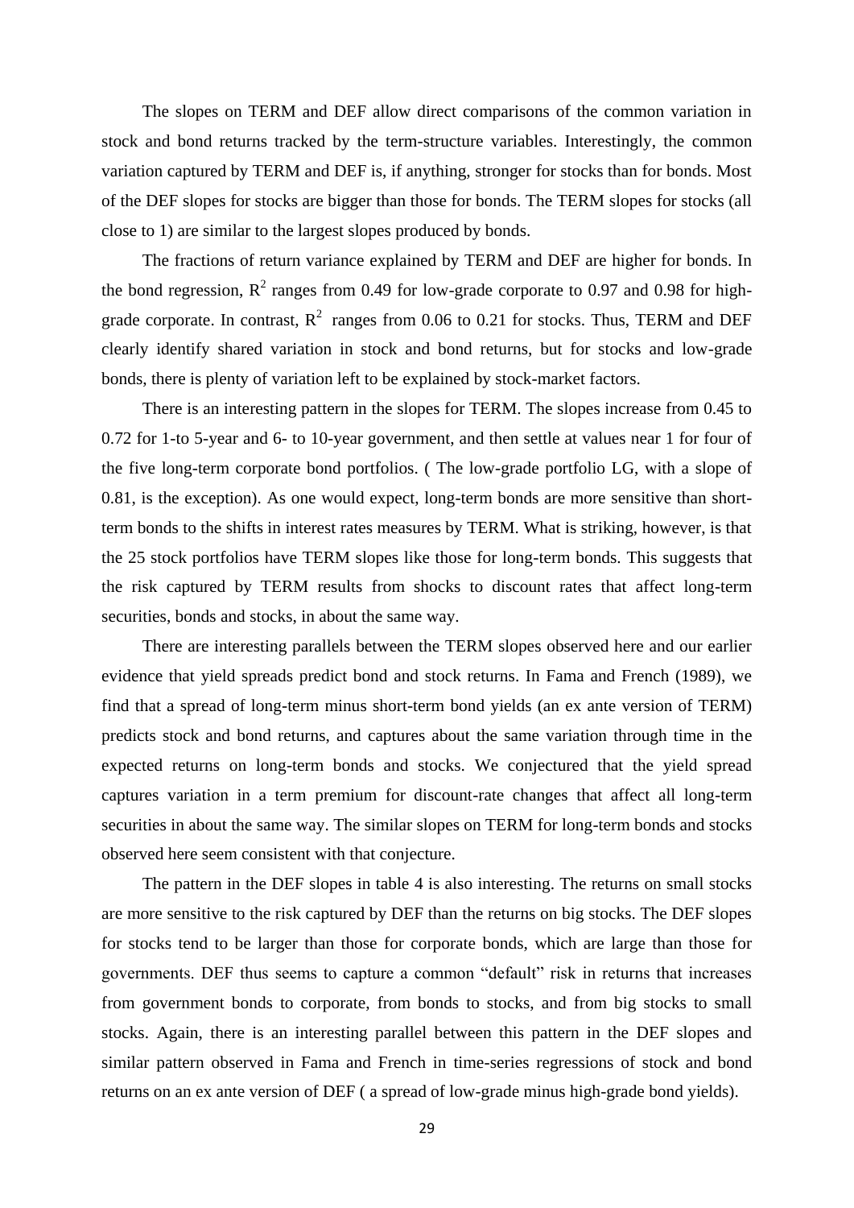The slopes on TERM and DEF allow direct comparisons of the common variation in stock and bond returns tracked by the term-structure variables. Interestingly, the common variation captured by TERM and DEF is, if anything, stronger for stocks than for bonds. Most of the DEF slopes for stocks are bigger than those for bonds. The TERM slopes for stocks (all close to 1) are similar to the largest slopes produced by bonds.

The fractions of return variance explained by TERM and DEF are higher for bonds. In the bond regression, $R^2$ ranges from 0.49 for low-grade corporate to 0.97 and 0.98 for high-grade corporate. In contrast, $R^2$ ranges from 0.06 to 0.21 for stocks. Thus, TERM and DEF clearly identify shared variation in stock and bond returns, but for stocks and low-grade bonds, there is plenty of variation left to be explained by stock-market factors.

There is an interesting pattern in the slopes for TERM. The slopes increase from 0.45 to 0.72 for 1-to 5-year and 6- to 10-year government, and then settle at values near 1 for four of the five long-term corporate bond portfolios. ( The low-grade portfolio LG, with a slope of 0.81, is the exception). As one would expect, long-term bonds are more sensitive than short-term bonds to the shifts in interest rates measures by TERM. What is striking, however, is that the 25 stock portfolios have TERM slopes like those for long-term bonds. This suggests that the risk captured by TERM results from shocks to discount rates that affect long-term securities, bonds and stocks, in about the same way.

There are interesting parallels between the TERM slopes observed here and our earlier evidence that yield spreads predict bond and stock returns. In Fama and French (1989), we find that a spread of long-term minus short-term bond yields (an ex ante version of TERM) predicts stock and bond returns, and captures about the same variation through time in the expected returns on long-term bonds and stocks. We conjectured that the yield spread captures variation in a term premium for discount-rate changes that affect all long-term securities in about the same way. The similar slopes on TERM for long-term bonds and stocks observed here seem consistent with that conjecture.

The pattern in the DEF slopes in table 4 is also interesting. The returns on small stocks are more sensitive to the risk captured by DEF than the returns on big stocks. The DEF slopes for stocks tend to be larger than those for corporate bonds, which are large than those for governments. DEF thus seems to capture a common "default" risk in returns that increases from government bonds to corporate, from bonds to stocks, and from big stocks to small stocks. Again, there is an interesting parallel between this pattern in the DEF slopes and similar pattern observed in Fama and French in time-series regressions of stock and bond returns on an ex ante version of DEF ( a spread of low-grade minus high-grade bond yields).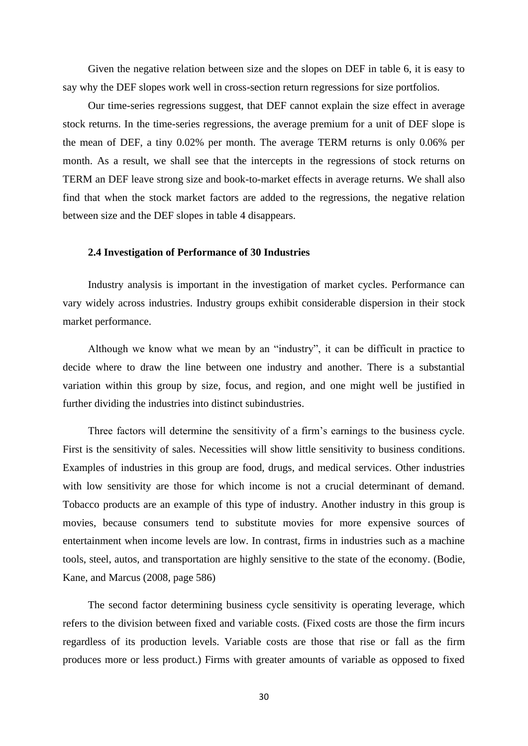Given the negative relation between size and the slopes on DEF in table 6, it is easy to say why the DEF slopes work well in cross-section return regressions for size portfolios.

Our time-series regressions suggest, that DEF cannot explain the size effect in average stock returns. In the time-series regressions, the average premium for a unit of DEF slope is the mean of DEF, a tiny 0.02% per month. The average TERM returns is only 0.06% per month. As a result, we shall see that the intercepts in the regressions of stock returns on TERM an DEF leave strong size and book-to-market effects in average returns. We shall also find that when the stock market factors are added to the regressions, the negative relation between size and the DEF slopes in table 4 disappears.

### 2.4 Investigation of Performance of 30 Industries

Industry analysis is important in the investigation of market cycles. Performance can vary widely across industries. Industry groups exhibit considerable dispersion in their stock market performance.

Although we know what we mean by an "industry", it can be difficult in practice to decide where to draw the line between one industry and another. There is a substantial variation within this group by size, focus, and region, and one might well be justified in further dividing the industries into distinct subindustries.

Three factors will determine the sensitivity of a firm's earnings to the business cycle. First is the sensitivity of sales. Necessities will show little sensitivity to business conditions. Examples of industries in this group are food, drugs, and medical services. Other industries with low sensitivity are those for which income is not a crucial determinant of demand. Tobacco products are an example of this type of industry. Another industry in this group is movies, because consumers tend to substitute movies for more expensive sources of entertainment when income levels are low. In contrast, firms in industries such as a machine tools, steel, autos, and transportation are highly sensitive to the state of the economy. (Bodie, Kane, and Marcus (2008, page 586)

The second factor determining business cycle sensitivity is operating leverage, which refers to the division between fixed and variable costs. (Fixed costs are those the firm incurs regardless of its production levels. Variable costs are those that rise or fall as the firm produces more or less product.) Firms with greater amounts of variable as opposed to fixed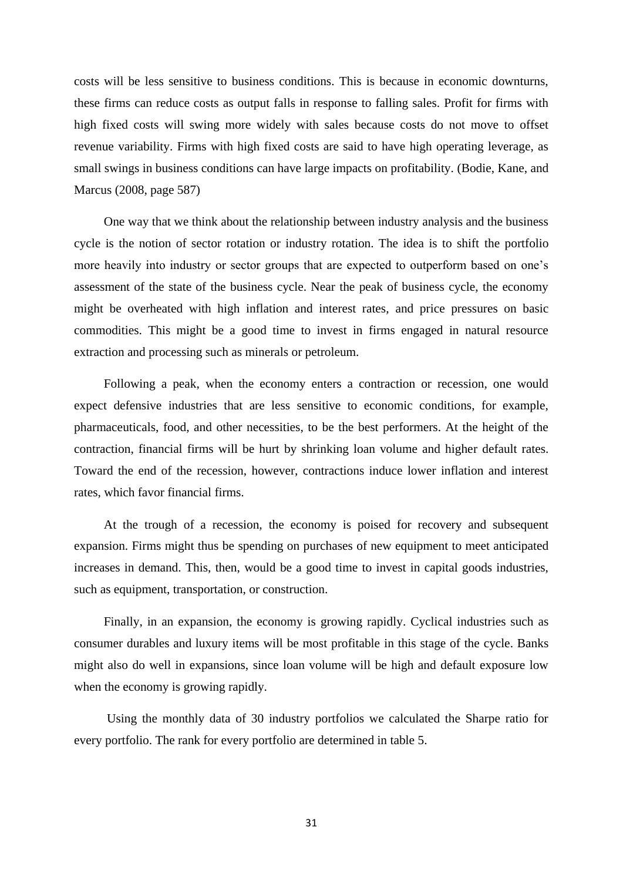costs will be less sensitive to business conditions. This is because in economic downturns, these firms can reduce costs as output falls in response to falling sales. Profit for firms with high fixed costs will swing more widely with sales because costs do not move to offset revenue variability. Firms with high fixed costs are said to have high operating leverage, as small swings in business conditions can have large impacts on profitability. (Bodie, Kane, and Marcus (2008, page 587)

One way that we think about the relationship between industry analysis and the business cycle is the notion of sector rotation or industry rotation. The idea is to shift the portfolio more heavily into industry or sector groups that are expected to outperform based on one's assessment of the state of the business cycle. Near the peak of business cycle, the economy might be overheated with high inflation and interest rates, and price pressures on basic commodities. This might be a good time to invest in firms engaged in natural resource extraction and processing such as minerals or petroleum.

Following a peak, when the economy enters a contraction or recession, one would expect defensive industries that are less sensitive to economic conditions, for example, pharmaceuticals, food, and other necessities, to be the best performers. At the height of the contraction, financial firms will be hurt by shrinking loan volume and higher default rates. Toward the end of the recession, however, contractions induce lower inflation and interest rates, which favor financial firms.

At the trough of a recession, the economy is poised for recovery and subsequent expansion. Firms might thus be spending on purchases of new equipment to meet anticipated increases in demand. This, then, would be a good time to invest in capital goods industries, such as equipment, transportation, or construction.

Finally, in an expansion, the economy is growing rapidly. Cyclical industries such as consumer durables and luxury items will be most profitable in this stage of the cycle. Banks might also do well in expansions, since loan volume will be high and default exposure low when the economy is growing rapidly.

Using the monthly data of 30 industry portfolios we calculated the Sharpe ratio for every portfolio. The rank for every portfolio are determined in table 5.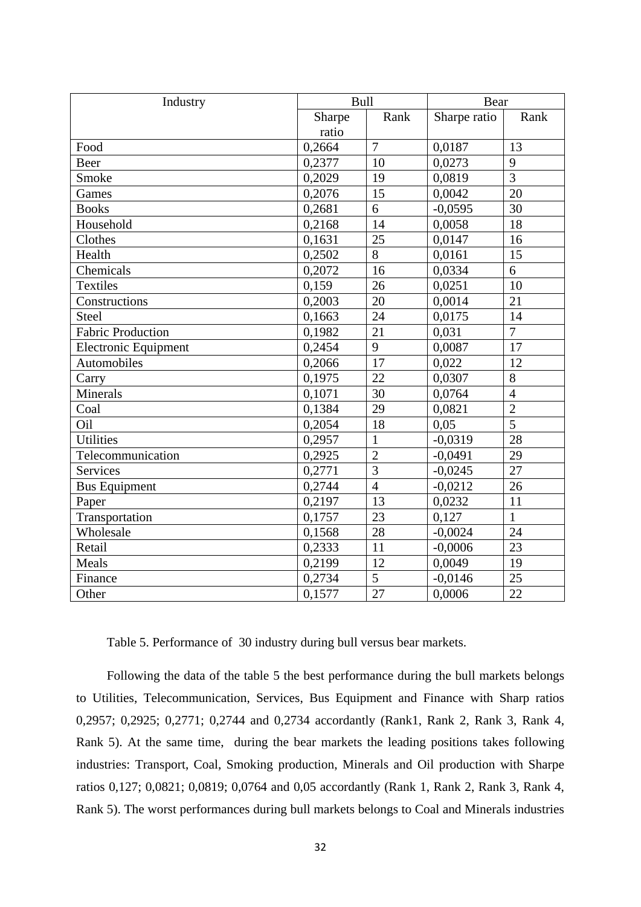| Industry | Bull | | Bear | |
|---|---|---|---|---|
| | Sharpe ratio | Rank | Sharpe ratio | Rank |
| Food | 0,2664 | 7 | 0,0187 | 13 |
| Beer | 0,2377 | 10 | 0,0273 | 9 |
| Smoke | 0,2029 | 19 | 0,0819 | 3 |
| Games | 0,2076 | 15 | 0,0042 | 20 |
| Books | 0,2681 | 6 | -0,0595 | 30 |
| Household | 0,2168 | 14 | 0,0058 | 18 |
| Clothes | 0,1631 | 25 | 0,0147 | 16 |
| Health | 0,2502 | 8 | 0,0161 | 15 |
| Chemicals | 0,2072 | 16 | 0,0334 | 6 |
| Textiles | 0,159 | 26 | 0,0251 | 10 |
| Constructions | 0,2003 | 20 | 0,0014 | 21 |
| Steel | 0,1663 | 24 | 0,0175 | 14 |
| Fabric Production | 0,1982 | 21 | 0,031 | 7 |
| Electronic Equipment | 0,2454 | 9 | 0,0087 | 17 |
| Automobiles | 0,2066 | 17 | 0,022 | 12 |
| Carry | 0,1975 | 22 | 0,0307 | 8 |
| Minerals | 0,1071 | 30 | 0,0764 | 4 |
| Coal | 0,1384 | 29 | 0,0821 | 2 |
| Oil | 0,2054 | 18 | 0,05 | 5 |
| Utilities | 0,2957 | 1 | -0,0319 | 28 |
| Telecommunication | 0,2925 | 2 | -0,0491 | 29 |
| Services | 0,2771 | 3 | -0,0245 | 27 |
| Bus Equipment | 0,2744 | 4 | -0,0212 | 26 |
| Paper | 0,2197 | 13 | 0,0232 | 11 |
| Transportation | 0,1757 | 23 | 0,127 | 1 |
| Wholesale | 0,1568 | 28 | -0,0024 | 24 |
| Retail | 0,2333 | 11 | -0,0006 | 23 |
| Meals | 0,2199 | 12 | 0,0049 | 19 |
| Finance | 0,2734 | 5 | -0,0146 | 25 |
| Other | 0,1577 | 27 | 0,0006 | 22 |

Table 5. Performance of 30 industry during bull versus bear markets.

Following the data of the table 5 the best performance during the bull markets belongs to Utilities, Telecommunication, Services, Bus Equipment and Finance with Sharp ratios 0,2957; 0,2925; 0,2771; 0,2744 and 0,2734 accordantly (Rank1, Rank 2, Rank 3, Rank 4, Rank 5). At the same time, during the bear markets the leading positions takes following industries: Transport, Coal, Smoking production, Minerals and Oil production with Sharpe ratios 0,127; 0,0821; 0,0819; 0,0764 and 0,05 accordantly (Rank 1, Rank 2, Rank 3, Rank 4, Rank 5). The worst performances during bull markets belongs to Coal and Minerals industries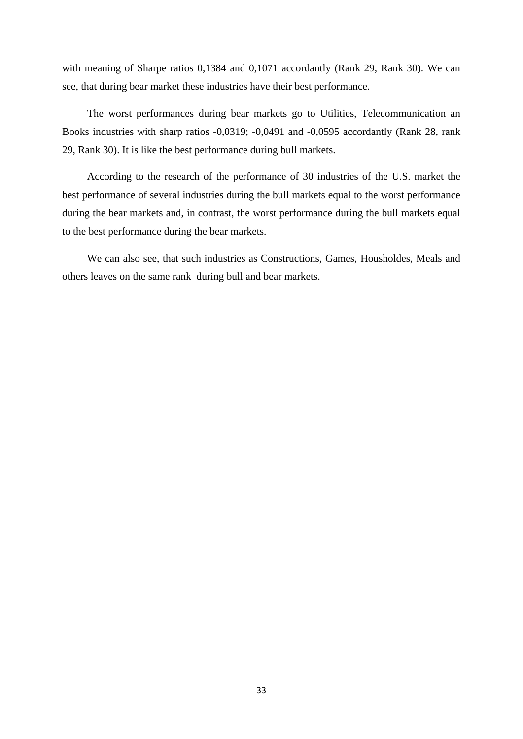with meaning of Sharpe ratios 0,1384 and 0,1071 accordantly (Rank 29, Rank 30). We can see, that during bear market these industries have their best performance.

The worst performances during bear markets go to Utilities, Telecommunication an Books industries with sharp ratios -0,0319; -0,0491 and -0,0595 accordantly (Rank 28, rank 29, Rank 30). It is like the best performance during bull markets.

According to the research of the performance of 30 industries of the U.S. market the best performance of several industries during the bull markets equal to the worst performance during the bear markets and, in contrast, the worst performance during the bull markets equal to the best performance during the bear markets.

We can also see, that such industries as Constructions, Games, Housholdes, Meals and others leaves on the same rank  during bull and bear markets.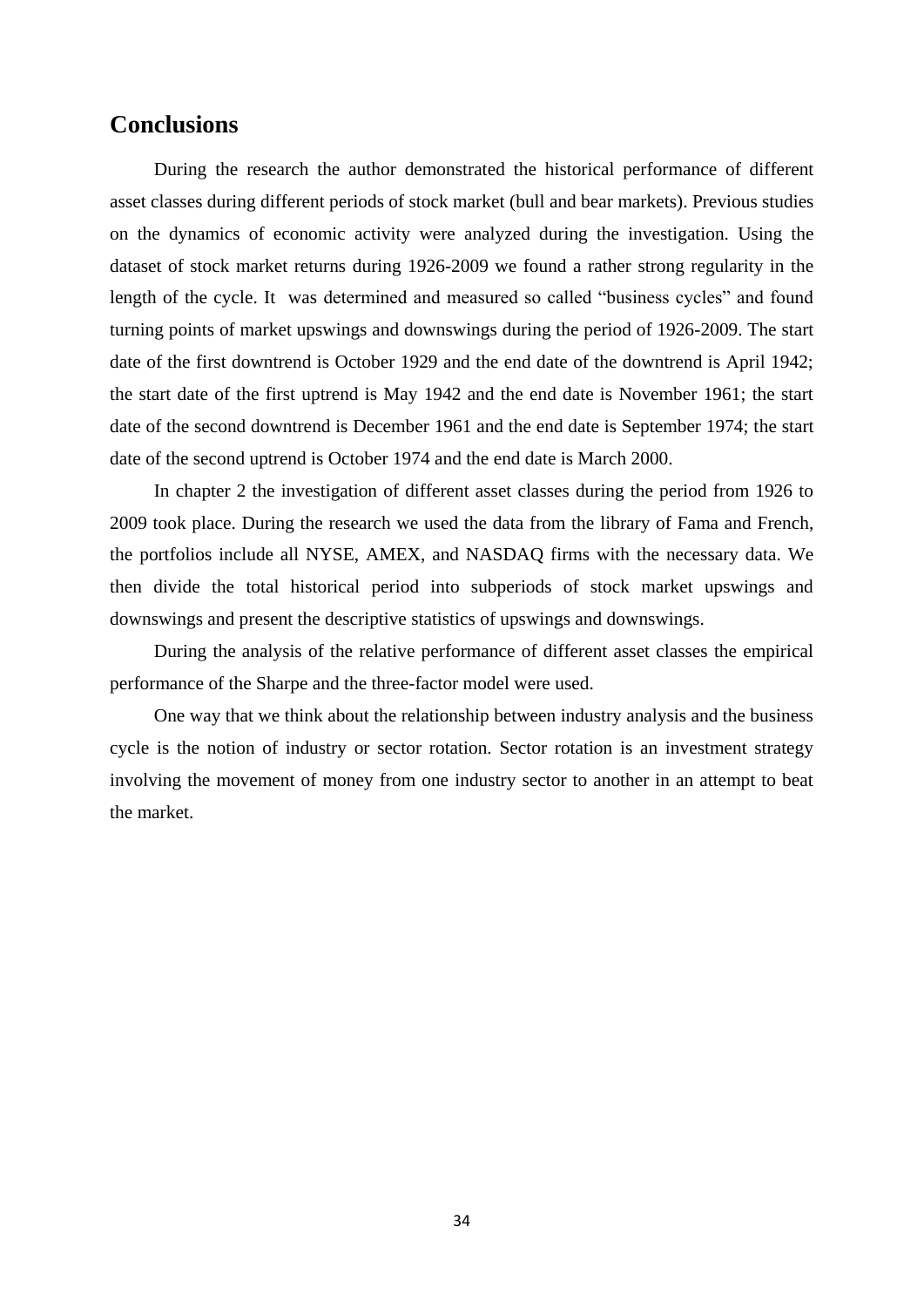## Conclusions

During the research the author demonstrated the historical performance of different asset classes during different periods of stock market (bull and bear markets). Previous studies on the dynamics of economic activity were analyzed during the investigation. Using the dataset of stock market returns during 1926-2009 we found a rather strong regularity in the length of the cycle. It was determined and measured so called "business cycles" and found turning points of market upswings and downswings during the period of 1926-2009. The start date of the first downtrend is October 1929 and the end date of the downtrend is April 1942; the start date of the first uptrend is May 1942 and the end date is November 1961; the start date of the second downtrend is December 1961 and the end date is September 1974; the start date of the second uptrend is October 1974 and the end date is March 2000.

In chapter 2 the investigation of different asset classes during the period from 1926 to 2009 took place. During the research we used the data from the library of Fama and French, the portfolios include all NYSE, AMEX, and NASDAQ firms with the necessary data. We then divide the total historical period into subperiods of stock market upswings and downswings and present the descriptive statistics of upswings and downswings.

During the analysis of the relative performance of different asset classes the empirical performance of the Sharpe and the three-factor model were used.

One way that we think about the relationship between industry analysis and the business cycle is the notion of industry or sector rotation. Sector rotation is an investment strategy involving the movement of money from one industry sector to another in an attempt to beat the market.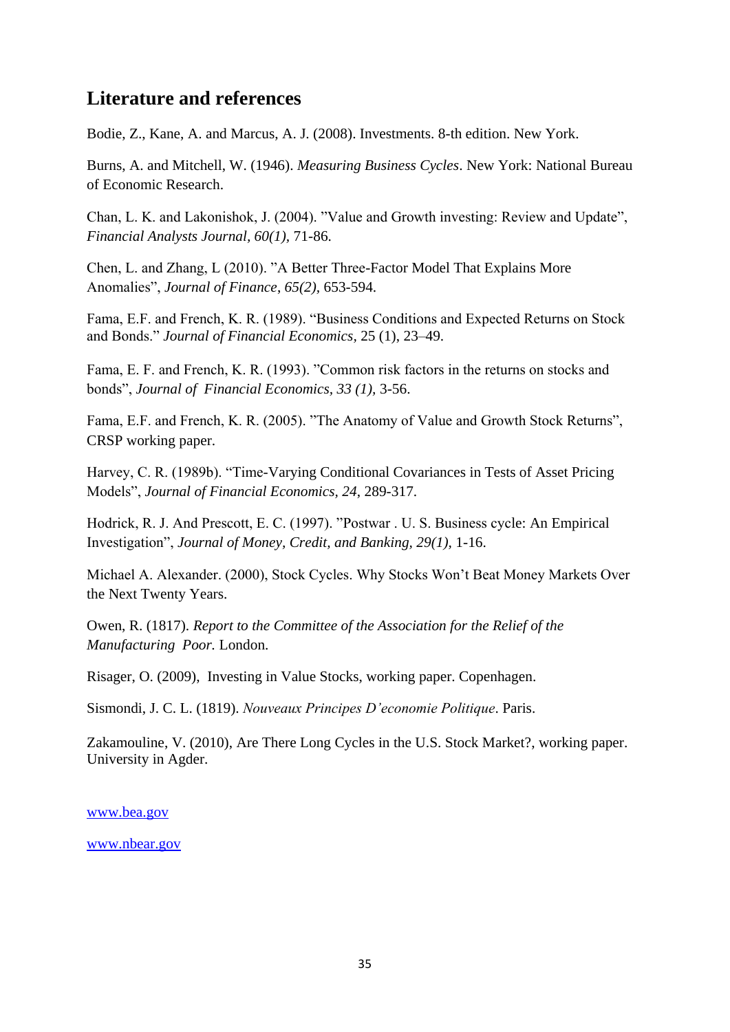## Literature and references

Bodie, Z., Kane, A. and Marcus, A. J. (2008). Investments. 8-th edition. New York.

Burns, A. and Mitchell, W. (1946). *Measuring Business Cycles*. New York: National Bureau of Economic Research.

Chan, L. K. and Lakonishok, J. (2004). "Value and Growth investing: Review and Update", *Financial Analysts Journal, 60(1),* 71-86.

Chen, L. and Zhang, L (2010). "A Better Three-Factor Model That Explains More Anomalies", *Journal of Finance*, *65(2),* 653-594.

Fama, E.F. and French, K. R. (1989). "Business Conditions and Expected Returns on Stock and Bonds." *Journal of Financial Economics,* 25 (1), 23–49.

Fama, E. F. and French, K. R. (1993). "Common risk factors in the returns on stocks and bonds", *Journal of Financial Economics, 33 (1),* 3-56.

Fama, E.F. and French, K. R. (2005). "The Anatomy of Value and Growth Stock Returns", CRSP working paper.

Harvey, C. R. (1989b). "Time-Varying Conditional Covariances in Tests of Asset Pricing Models", *Journal of Financial Economics, 24*, 289-317.

Hodrick, R. J. And Prescott, E. C. (1997). "Postwar . U. S. Business cycle: An Empirical Investigation", *Journal of Money, Credit, and Banking, 29(1),* 1-16.

Michael A. Alexander. (2000), Stock Cycles. Why Stocks Won't Beat Money Markets Over the Next Twenty Years.

Owen, R. (1817). *Report to the Committee of the Association for the Relief of the Manufacturing Poor.* London.

Risager, O. (2009), Investing in Value Stocks, working paper. Copenhagen.

Sismondi, J. C. L. (1819). *Nouveaux Principes D'economie Politique*. Paris.

Zakamouline, V. (2010), Are There Long Cycles in the U.S. Stock Market?, working paper. University in Agder.

www.bea.gov

www.nbear.gov